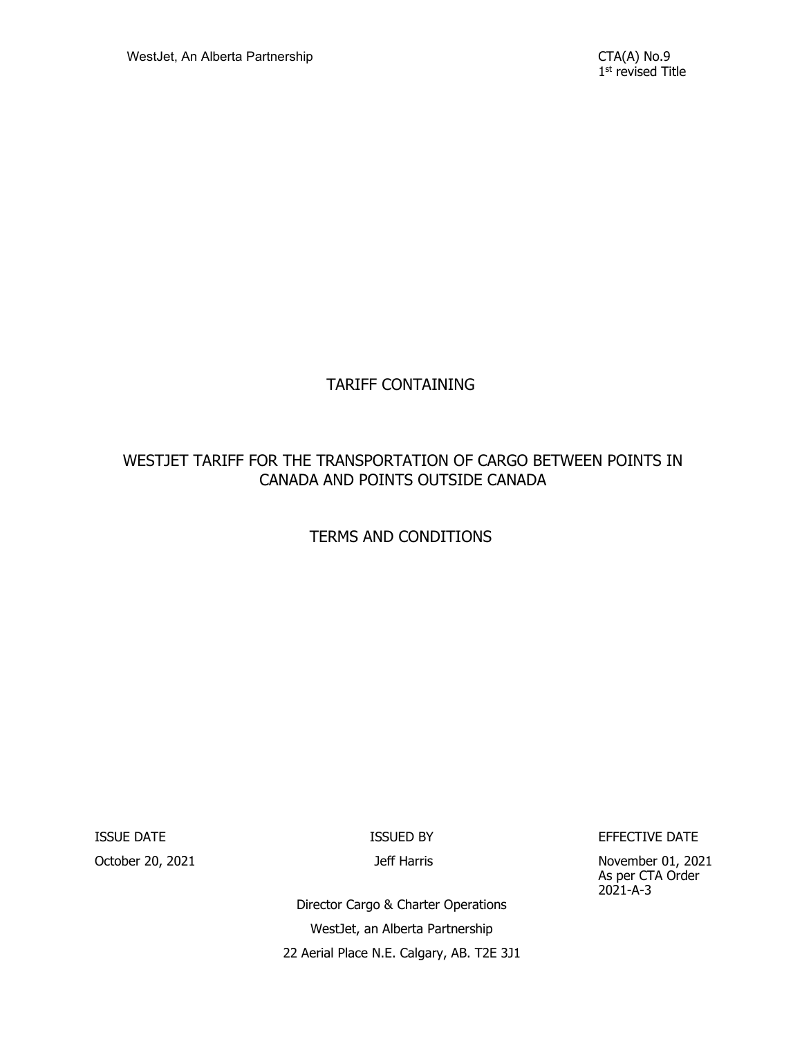WestJet, An Alberta Partnership

CTA(A) No.9
1st revised Title

# TARIFF CONTAINING

# WESTJET TARIFF FOR THE TRANSPORTATION OF CARGO BETWEEN POINTS IN CANADA AND POINTS OUTSIDE CANADA

## TERMS AND CONDITIONS

| ISSUE DATE | ISSUED BY | EFFECTIVE DATE |
| --- | --- | --- |
| October 20, 2021 | Jeff Harris | November 01, 2021 As per CTA Order 2021-A-3 |

Director Cargo & Charter Operations
WestJet, an Alberta Partnership
22 Aerial Place N.E. Calgary, AB. T2E 3J1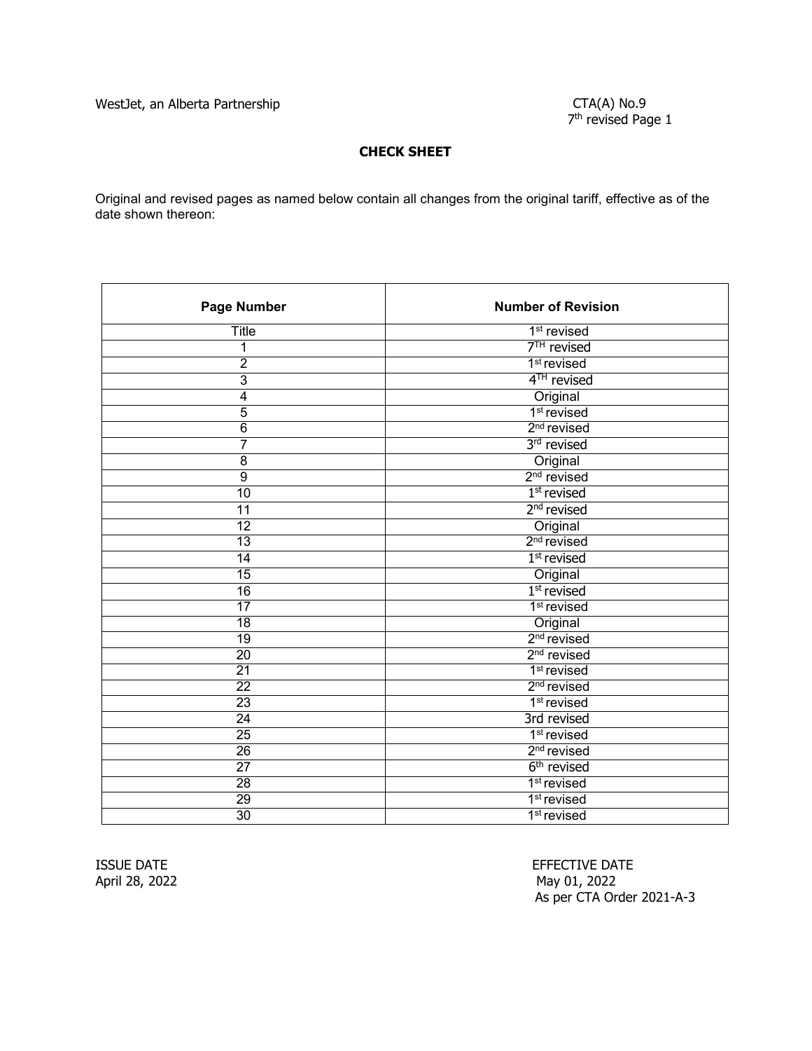**CHECK SHEET**

Original and revised pages as named below contain all changes from the original tariff, effective as of the date shown thereon:

| Page Number | Number of Revision |
|---|---|
| Title | 1st revised |
| 1 | 7TH revised |
| 2 | 1st revised |
| 3 | 4TH revised |
| 4 | Original |
| 5 | 1st revised |
| 6 | 2nd revised |
| 7 | 3rd revised |
| 8 | Original |
| 9 | 2nd revised |
| 10 | 1st revised |
| 11 | 2nd revised |
| 12 | Original |
| 13 | 2nd revised |
| 14 | 1st revised |
| 15 | Original |
| 16 | 1st revised |
| 17 | 1st revised |
| 18 | Original |
| 19 | 2nd revised |
| 20 | 2nd revised |
| 21 | 1st revised |
| 22 | 2nd revised |
| 23 | 1st revised |
| 24 | 3rd revised |
| 25 | 1st revised |
| 26 | 2nd revised |
| 27 | 6th revised |
| 28 | 1st revised |
| 29 | 1st revised |
| 30 | 1st revised |

ISSUE DATE
April 28, 2022

EFFECTIVE DATE
May 01, 2022
As per CTA Order 2021-A-3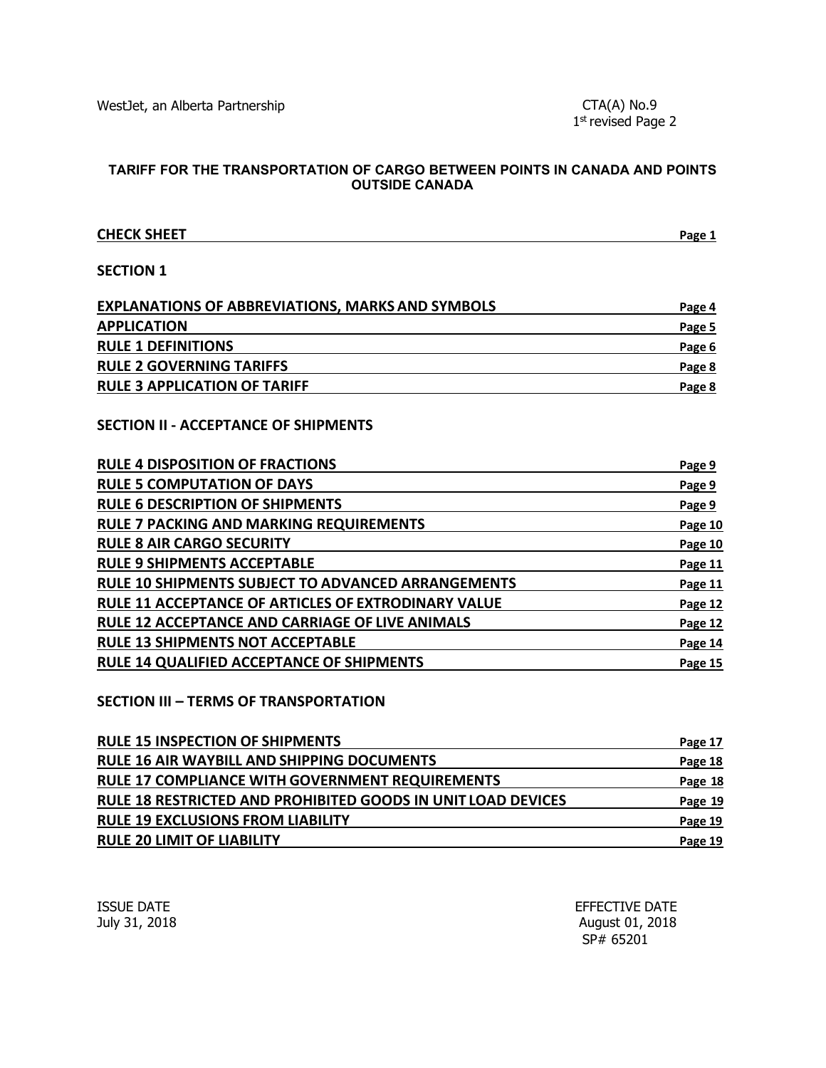**TARIFF FOR THE TRANSPORTATION OF CARGO BETWEEN POINTS IN CANADA AND POINTS OUTSIDE CANADA**

| | |
|---|---|
| **CHECK SHEET** | **Page 1** |

## SECTION 1

| | |
|---|---|
| **EXPLANATIONS OF ABBREVIATIONS, MARKS AND SYMBOLS** | **Page 4** |
| **APPLICATION** | **Page 5** |
| **RULE 1 DEFINITIONS** | **Page 6** |
| **RULE 2 GOVERNING TARIFFS** | **Page 8** |
| **RULE 3 APPLICATION OF TARIFF** | **Page 8** |

## SECTION II - ACCEPTANCE OF SHIPMENTS

| | |
|---|---|
| **RULE 4 DISPOSITION OF FRACTIONS** | **Page 9** |
| **RULE 5 COMPUTATION OF DAYS** | **Page 9** |
| **RULE 6 DESCRIPTION OF SHIPMENTS** | **Page 9** |
| **RULE 7 PACKING AND MARKING REQUIREMENTS** | **Page 10** |
| **RULE 8 AIR CARGO SECURITY** | **Page 10** |
| **RULE 9 SHIPMENTS ACCEPTABLE** | **Page 11** |
| **RULE 10 SHIPMENTS SUBJECT TO ADVANCED ARRANGEMENTS** | **Page 11** |
| **RULE 11 ACCEPTANCE OF ARTICLES OF EXTRODINARY VALUE** | **Page 12** |
| **RULE 12 ACCEPTANCE AND CARRIAGE OF LIVE ANIMALS** | **Page 12** |
| **RULE 13 SHIPMENTS NOT ACCEPTABLE** | **Page 14** |
| **RULE 14 QUALIFIED ACCEPTANCE OF SHIPMENTS** | **Page 15** |

## SECTION III – TERMS OF TRANSPORTATION

| | |
|---|---|
| **RULE 15 INSPECTION OF SHIPMENTS** | **Page 17** |
| **RULE 16 AIR WAYBILL AND SHIPPING DOCUMENTS** | **Page 18** |
| **RULE 17 COMPLIANCE WITH GOVERNMENT REQUIREMENTS** | **Page 18** |
| **RULE 18 RESTRICTED AND PROHIBITED GOODS IN UNIT LOAD DEVICES** | **Page 19** |
| **RULE 19 EXCLUSIONS FROM LIABILITY** | **Page 19** |
| **RULE 20 LIMIT OF LIABILITY** | **Page 19** |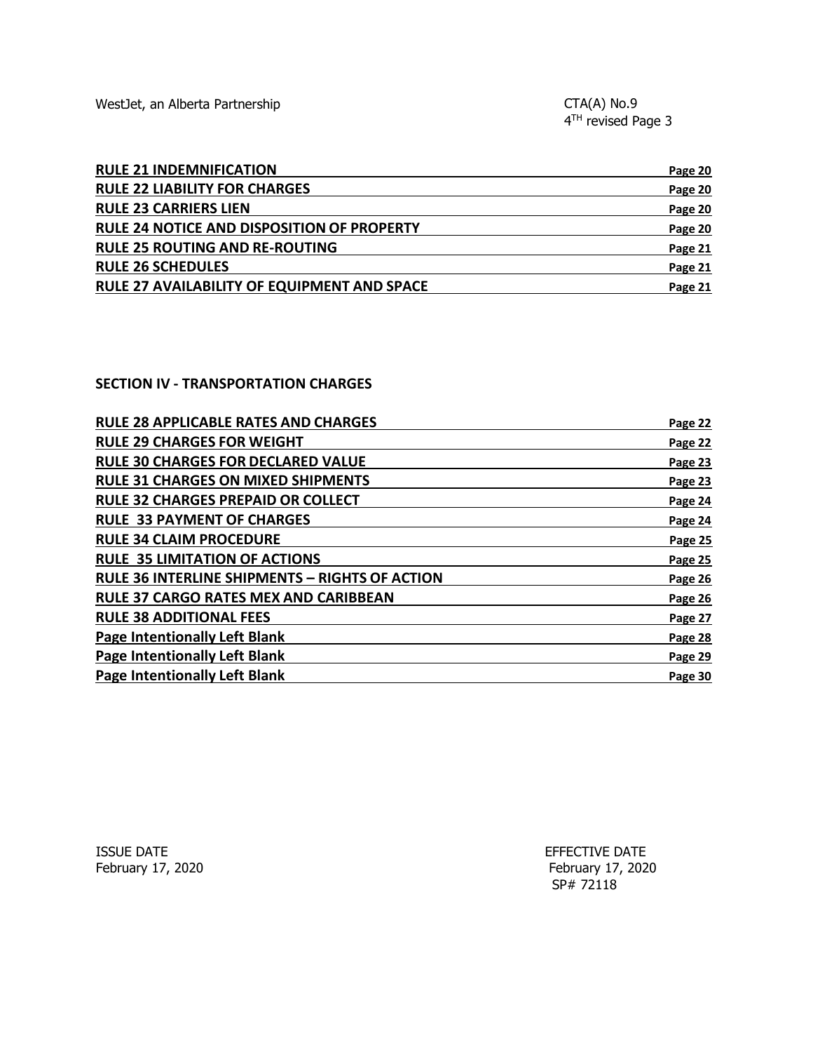| | |
|---|---|
| **RULE 21 INDEMNIFICATION** | **Page 20** |
| **RULE 22 LIABILITY FOR CHARGES** | **Page 20** |
| **RULE 23 CARRIERS LIEN** | **Page 20** |
| **RULE 24 NOTICE AND DISPOSITION OF PROPERTY** | **Page 20** |
| **RULE 25 ROUTING AND RE-ROUTING** | **Page 21** |
| **RULE 26 SCHEDULES** | **Page 21** |
| **RULE 27 AVAILABILITY OF EQUIPMENT AND SPACE** | **Page 21** |

## SECTION IV - TRANSPORTATION CHARGES

| | |
|---|---|
| **RULE 28 APPLICABLE RATES AND CHARGES** | **Page 22** |
| **RULE 29 CHARGES FOR WEIGHT** | **Page 22** |
| **RULE 30 CHARGES FOR DECLARED VALUE** | **Page 23** |
| **RULE 31 CHARGES ON MIXED SHIPMENTS** | **Page 23** |
| **RULE 32 CHARGES PREPAID OR COLLECT** | **Page 24** |
| **RULE 33 PAYMENT OF CHARGES** | **Page 24** |
| **RULE 34 CLAIM PROCEDURE** | **Page 25** |
| **RULE 35 LIMITATION OF ACTIONS** | **Page 25** |
| **RULE 36 INTERLINE SHIPMENTS – RIGHTS OF ACTION** | **Page 26** |
| **RULE 37 CARGO RATES MEX AND CARIBBEAN** | **Page 26** |
| **RULE 38 ADDITIONAL FEES** | **Page 27** |
| **Page Intentionally Left Blank** | **Page 28** |
| **Page Intentionally Left Blank** | **Page 29** |
| **Page Intentionally Left Blank** | **Page 30** |

ISSUE DATE
February 17, 2020

EFFECTIVE DATE
February 17, 2020
SP# 72118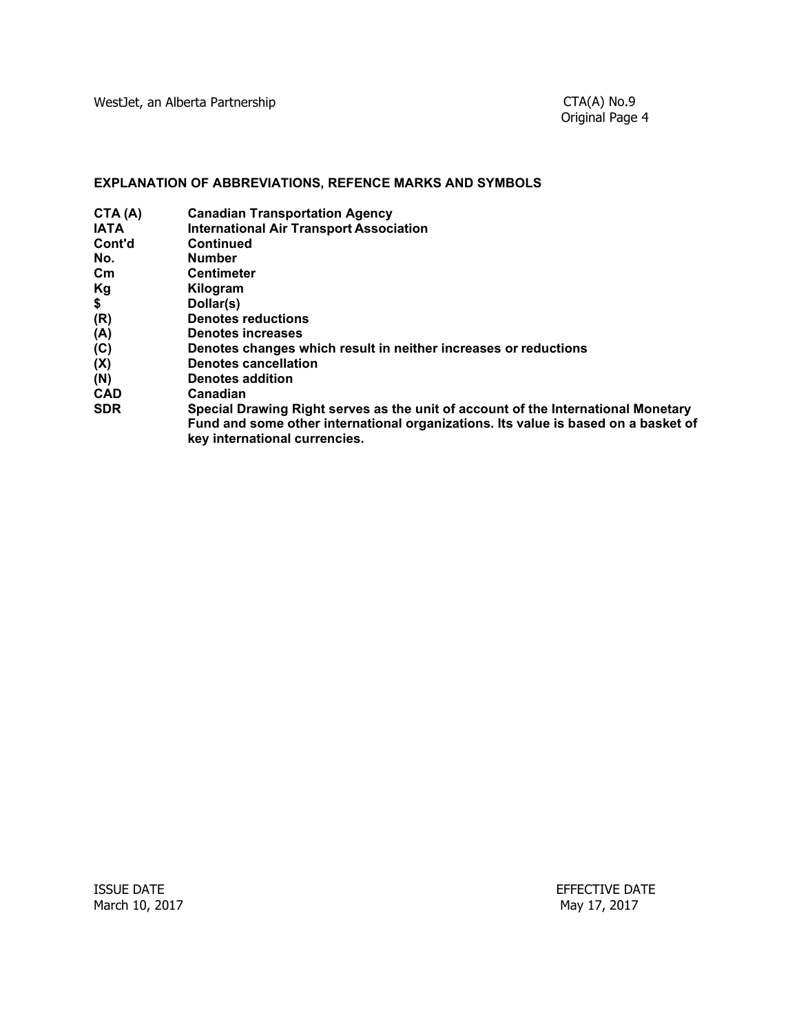## EXPLANATION OF ABBREVIATIONS, REFENCE MARKS AND SYMBOLS

| | |
|---|---|
| **CTA (A)** | **Canadian Transportation Agency** |
| **IATA** | **International Air Transport Association** |
| **Cont'd** | **Continued** |
| **No.** | **Number** |
| **Cm** | **Centimeter** |
| **Kg** | **Kilogram** |
| **$** | **Dollar(s)** |
| **(R)** | **Denotes reductions** |
| **(A)** | **Denotes increases** |
| **(C)** | **Denotes changes which result in neither increases or reductions** |
| **(X)** | **Denotes cancellation** |
| **(N)** | **Denotes addition** |
| **CAD** | **Canadian** |
| **SDR** | **Special Drawing Right serves as the unit of account of the International Monetary Fund and some other international organizations. Its value is based on a basket of key international currencies.** |

ISSUE DATE
March 10, 2017

EFFECTIVE DATE
May 17, 2017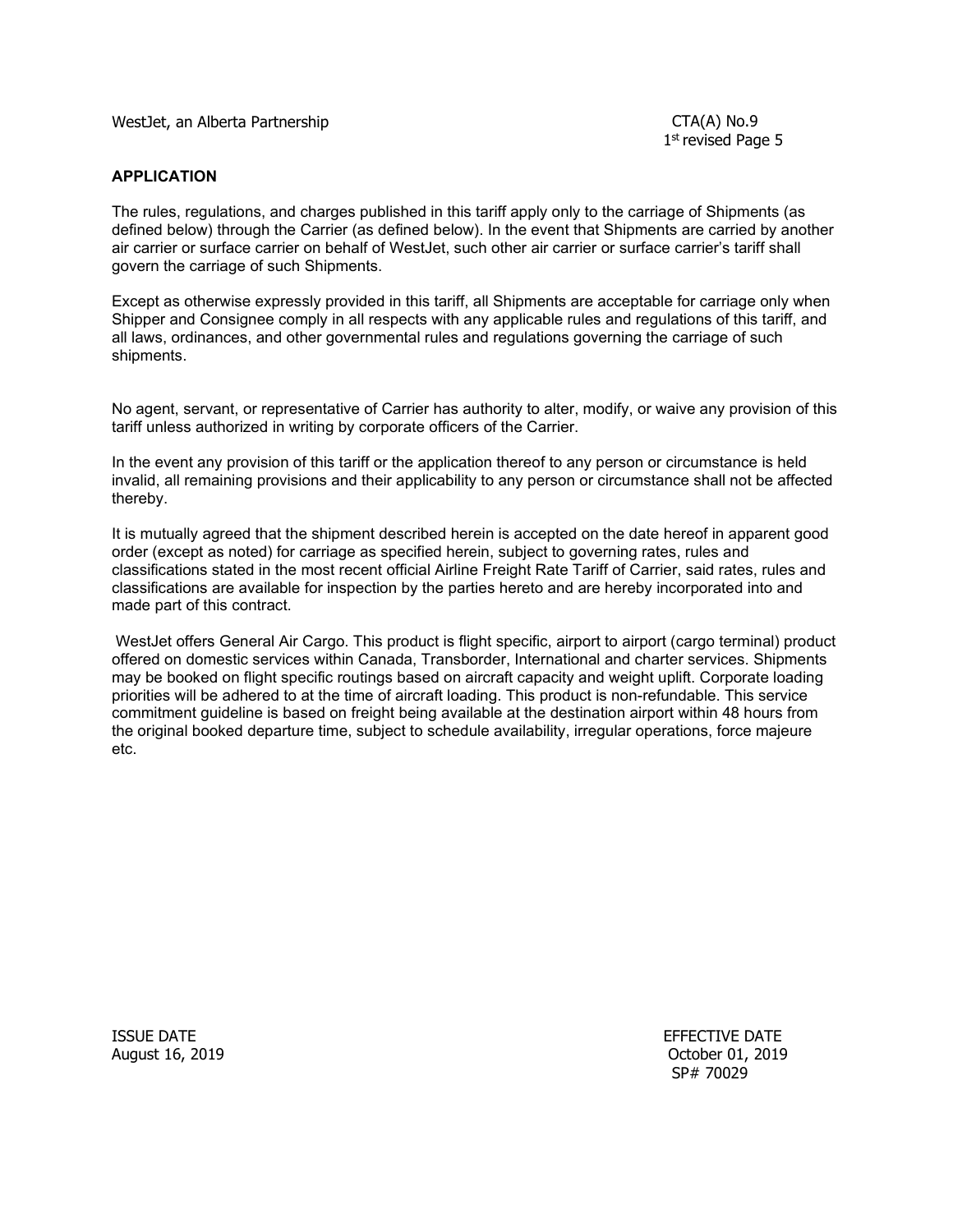## APPLICATION

The rules, regulations, and charges published in this tariff apply only to the carriage of Shipments (as defined below) through the Carrier (as defined below). In the event that Shipments are carried by another air carrier or surface carrier on behalf of WestJet, such other air carrier or surface carrier's tariff shall govern the carriage of such Shipments.

Except as otherwise expressly provided in this tariff, all Shipments are acceptable for carriage only when Shipper and Consignee comply in all respects with any applicable rules and regulations of this tariff, and all laws, ordinances, and other governmental rules and regulations governing the carriage of such shipments.

No agent, servant, or representative of Carrier has authority to alter, modify, or waive any provision of this tariff unless authorized in writing by corporate officers of the Carrier.

In the event any provision of this tariff or the application thereof to any person or circumstance is held invalid, all remaining provisions and their applicability to any person or circumstance shall not be affected thereby.

It is mutually agreed that the shipment described herein is accepted on the date hereof in apparent good order (except as noted) for carriage as specified herein, subject to governing rates, rules and classifications stated in the most recent official Airline Freight Rate Tariff of Carrier, said rates, rules and classifications are available for inspection by the parties hereto and are hereby incorporated into and made part of this contract.

WestJet offers General Air Cargo. This product is flight specific, airport to airport (cargo terminal) product offered on domestic services within Canada, Transborder, International and charter services. Shipments may be booked on flight specific routings based on aircraft capacity and weight uplift. Corporate loading priorities will be adhered to at the time of aircraft loading. This product is non-refundable. This service commitment guideline is based on freight being available at the destination airport within 48 hours from the original booked departure time, subject to schedule availability, irregular operations, force majeure etc.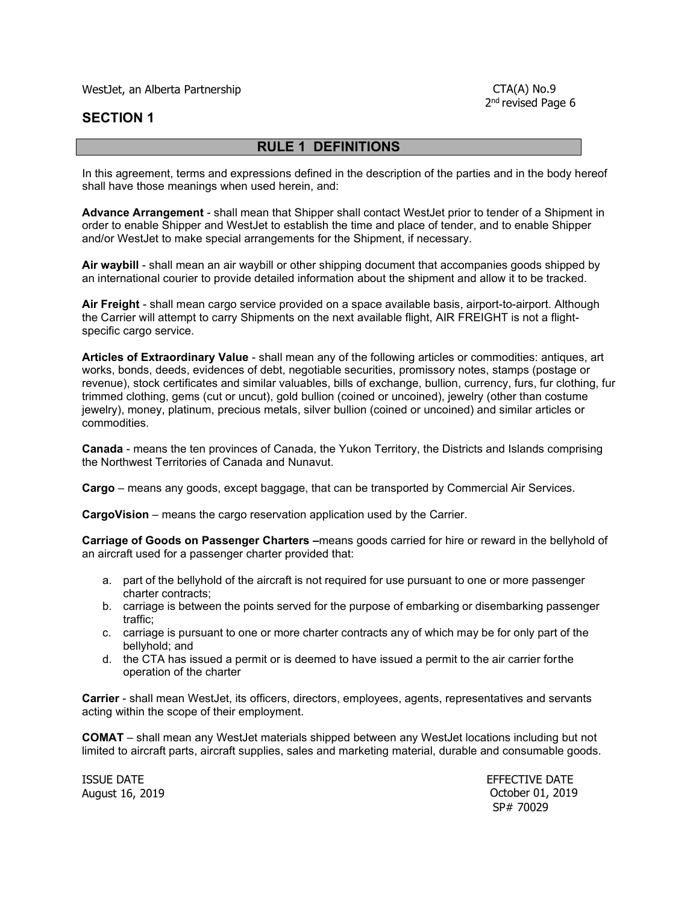## SECTION 1

### RULE 1 DEFINITIONS

In this agreement, terms and expressions defined in the description of the parties and in the body hereof shall have those meanings when used herein, and:

**Advance Arrangement** - shall mean that Shipper shall contact WestJet prior to tender of a Shipment in order to enable Shipper and WestJet to establish the time and place of tender, and to enable Shipper and/or WestJet to make special arrangements for the Shipment, if necessary.

**Air waybill** - shall mean an air waybill or other shipping document that accompanies goods shipped by an international courier to provide detailed information about the shipment and allow it to be tracked.

**Air Freight** - shall mean cargo service provided on a space available basis, airport-to-airport. Although the Carrier will attempt to carry Shipments on the next available flight, AIR FREIGHT is not a flight-specific cargo service.

**Articles of Extraordinary Value** - shall mean any of the following articles or commodities: antiques, art works, bonds, deeds, evidences of debt, negotiable securities, promissory notes, stamps (postage or revenue), stock certificates and similar valuables, bills of exchange, bullion, currency, furs, fur clothing, fur trimmed clothing, gems (cut or uncut), gold bullion (coined or uncoined), jewelry (other than costume jewelry), money, platinum, precious metals, silver bullion (coined or uncoined) and similar articles or commodities.

**Canada** - means the ten provinces of Canada, the Yukon Territory, the Districts and Islands comprising the Northwest Territories of Canada and Nunavut.

**Cargo** – means any goods, except baggage, that can be transported by Commercial Air Services.

**CargoVision** – means the cargo reservation application used by the Carrier.

**Carriage of Goods on Passenger Charters –**means goods carried for hire or reward in the bellyhold of an aircraft used for a passenger charter provided that:

a. part of the bellyhold of the aircraft is not required for use pursuant to one or more passenger charter contracts;
b. carriage is between the points served for the purpose of embarking or disembarking passenger traffic;
c. carriage is pursuant to one or more charter contracts any of which may be for only part of the bellyhold; and
d. the CTA has issued a permit or is deemed to have issued a permit to the air carrier forthe operation of the charter

**Carrier** - shall mean WestJet, its officers, directors, employees, agents, representatives and servants acting within the scope of their employment.

**COMAT** – shall mean any WestJet materials shipped between any WestJet locations including but not limited to aircraft parts, aircraft supplies, sales and marketing material, durable and consumable goods.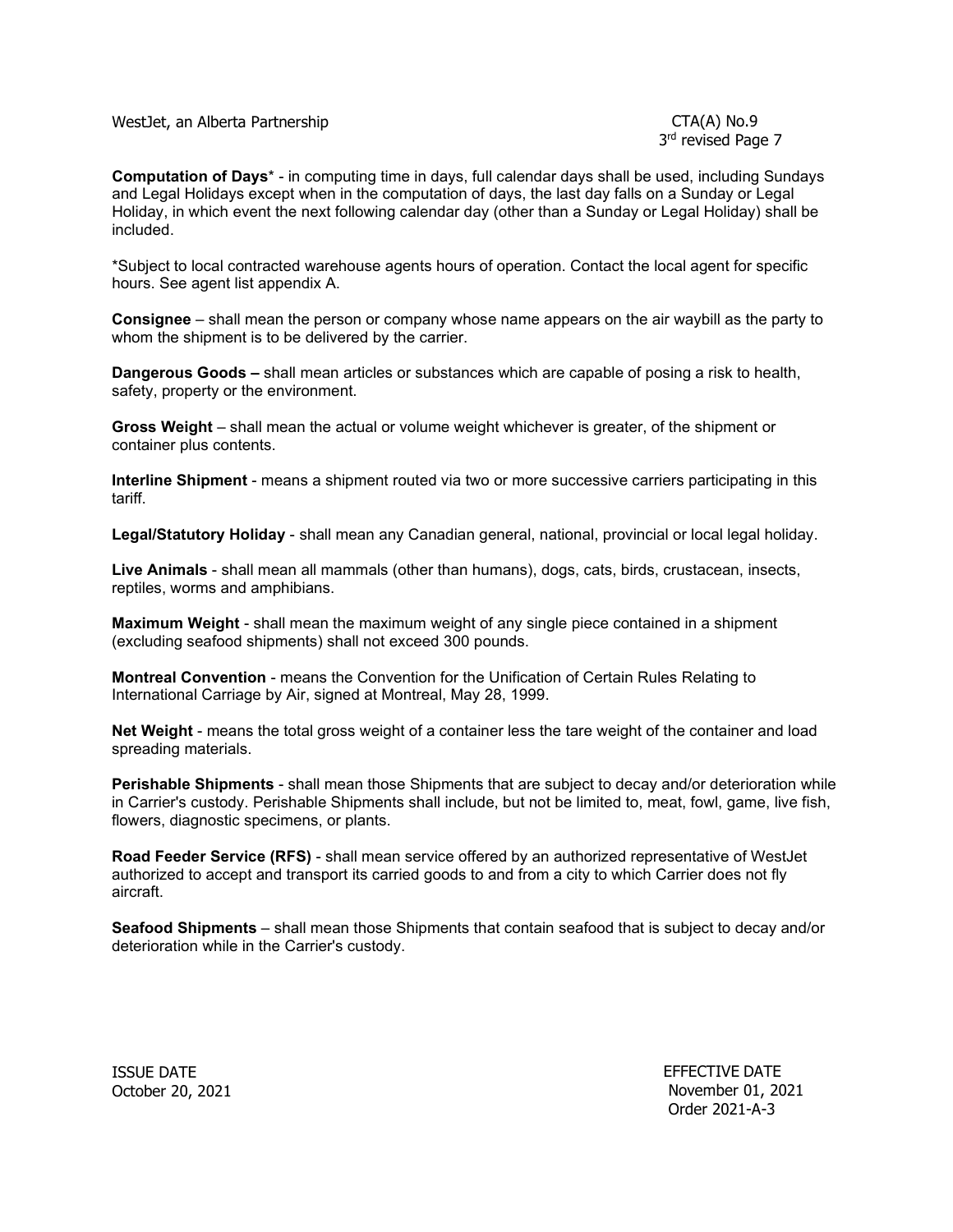**Computation of Days*** - in computing time in days, full calendar days shall be used, including Sundays and Legal Holidays except when in the computation of days, the last day falls on a Sunday or Legal Holiday, in which event the next following calendar day (other than a Sunday or Legal Holiday) shall be included.

*Subject to local contracted warehouse agents hours of operation. Contact the local agent for specific hours. See agent list appendix A.

**Consignee** – shall mean the person or company whose name appears on the air waybill as the party to whom the shipment is to be delivered by the carrier.

**Dangerous Goods –** shall mean articles or substances which are capable of posing a risk to health, safety, property or the environment.

**Gross Weight** – shall mean the actual or volume weight whichever is greater, of the shipment or container plus contents.

**Interline Shipment** - means a shipment routed via two or more successive carriers participating in this tariff.

**Legal/Statutory Holiday** - shall mean any Canadian general, national, provincial or local legal holiday.

**Live Animals** - shall mean all mammals (other than humans), dogs, cats, birds, crustacean, insects, reptiles, worms and amphibians.

**Maximum Weight** - shall mean the maximum weight of any single piece contained in a shipment (excluding seafood shipments) shall not exceed 300 pounds.

**Montreal Convention** - means the Convention for the Unification of Certain Rules Relating to International Carriage by Air, signed at Montreal, May 28, 1999.

**Net Weight** - means the total gross weight of a container less the tare weight of the container and load spreading materials.

**Perishable Shipments** - shall mean those Shipments that are subject to decay and/or deterioration while in Carrier's custody. Perishable Shipments shall include, but not be limited to, meat, fowl, game, live fish, flowers, diagnostic specimens, or plants.

**Road Feeder Service (RFS)** - shall mean service offered by an authorized representative of WestJet authorized to accept and transport its carried goods to and from a city to which Carrier does not fly aircraft.

**Seafood Shipments** – shall mean those Shipments that contain seafood that is subject to decay and/or deterioration while in the Carrier's custody.

ISSUE DATE
October 20, 2021

EFFECTIVE DATE
November 01, 2021
Order 2021-A-3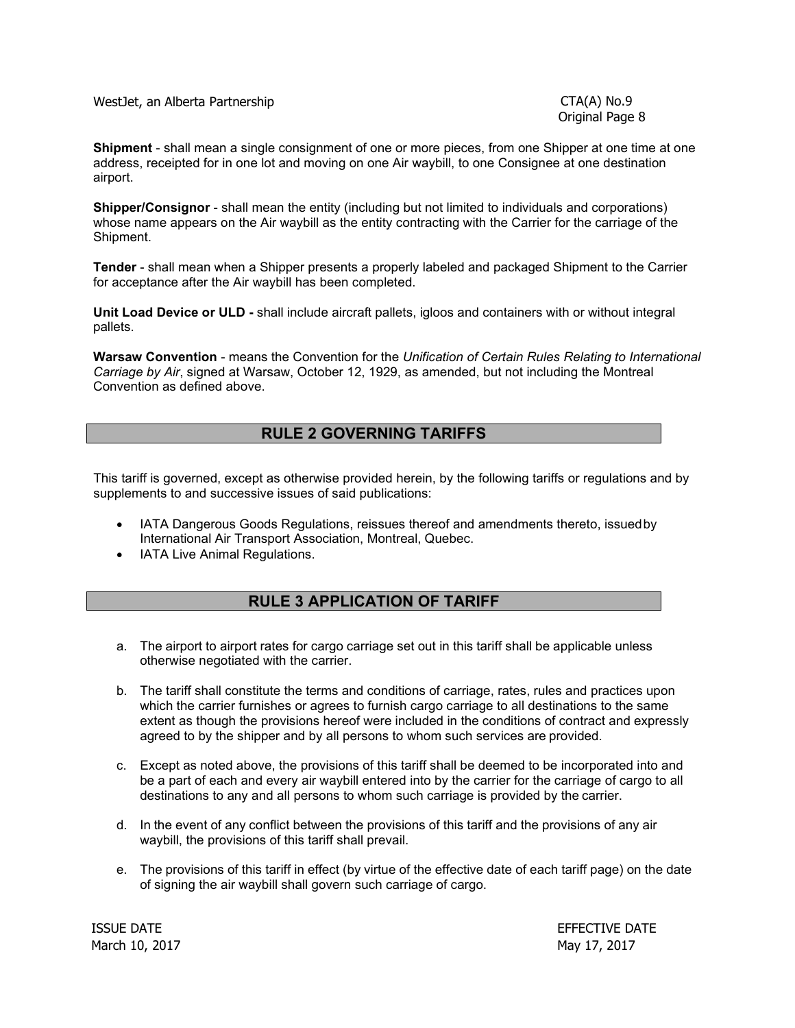**Shipment** - shall mean a single consignment of one or more pieces, from one Shipper at one time at one address, receipted for in one lot and moving on one Air waybill, to one Consignee at one destination airport.

**Shipper/Consignor** - shall mean the entity (including but not limited to individuals and corporations) whose name appears on the Air waybill as the entity contracting with the Carrier for the carriage of the Shipment.

**Tender** - shall mean when a Shipper presents a properly labeled and packaged Shipment to the Carrier for acceptance after the Air waybill has been completed.

**Unit Load Device or ULD -** shall include aircraft pallets, igloos and containers with or without integral pallets.

**Warsaw Convention** - means the Convention for the *Unification of Certain Rules Relating to International Carriage by Air*, signed at Warsaw, October 12, 1929, as amended, but not including the Montreal Convention as defined above.

## RULE 2 GOVERNING TARIFFS

This tariff is governed, except as otherwise provided herein, by the following tariffs or regulations and by supplements to and successive issues of said publications:

- IATA Dangerous Goods Regulations, reissues thereof and amendments thereto, issued by International Air Transport Association, Montreal, Quebec.
- IATA Live Animal Regulations.

## RULE 3 APPLICATION OF TARIFF

a. The airport to airport rates for cargo carriage set out in this tariff shall be applicable unless otherwise negotiated with the carrier.

b. The tariff shall constitute the terms and conditions of carriage, rates, rules and practices upon which the carrier furnishes or agrees to furnish cargo carriage to all destinations to the same extent as though the provisions hereof were included in the conditions of contract and expressly agreed to by the shipper and by all persons to whom such services are provided.

c. Except as noted above, the provisions of this tariff shall be deemed to be incorporated into and be a part of each and every air waybill entered into by the carrier for the carriage of cargo to all destinations to any and all persons to whom such carriage is provided by the carrier.

d. In the event of any conflict between the provisions of this tariff and the provisions of any air waybill, the provisions of this tariff shall prevail.

e. The provisions of this tariff in effect (by virtue of the effective date of each tariff page) on the date of signing the air waybill shall govern such carriage of cargo.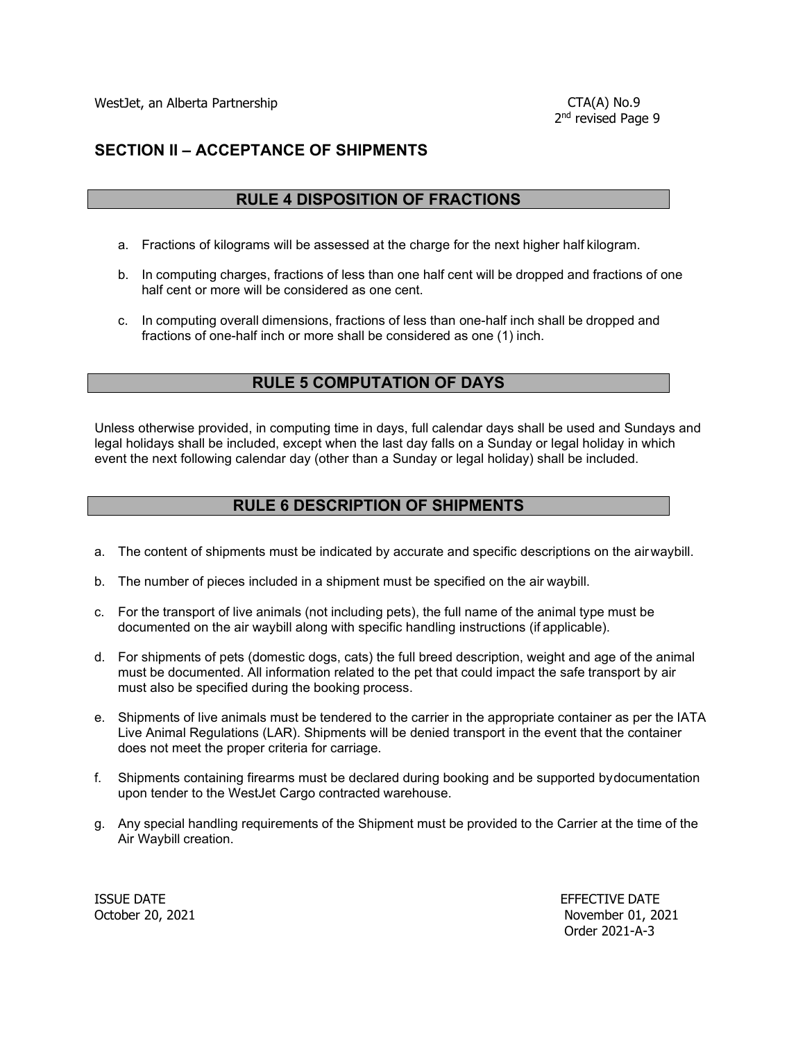## SECTION II – ACCEPTANCE OF SHIPMENTS

### RULE 4 DISPOSITION OF FRACTIONS

a. Fractions of kilograms will be assessed at the charge for the next higher half kilogram.

b. In computing charges, fractions of less than one half cent will be dropped and fractions of one half cent or more will be considered as one cent.

c. In computing overall dimensions, fractions of less than one-half inch shall be dropped and fractions of one-half inch or more shall be considered as one (1) inch.

### RULE 5 COMPUTATION OF DAYS

Unless otherwise provided, in computing time in days, full calendar days shall be used and Sundays and legal holidays shall be included, except when the last day falls on a Sunday or legal holiday in which event the next following calendar day (other than a Sunday or legal holiday) shall be included.

### RULE 6 DESCRIPTION OF SHIPMENTS

a. The content of shipments must be indicated by accurate and specific descriptions on the air waybill.

b. The number of pieces included in a shipment must be specified on the air waybill.

c. For the transport of live animals (not including pets), the full name of the animal type must be documented on the air waybill along with specific handling instructions (if applicable).

d. For shipments of pets (domestic dogs, cats) the full breed description, weight and age of the animal must be documented. All information related to the pet that could impact the safe transport by air must also be specified during the booking process.

e. Shipments of live animals must be tendered to the carrier in the appropriate container as per the IATA Live Animal Regulations (LAR). Shipments will be denied transport in the event that the container does not meet the proper criteria for carriage.

f. Shipments containing firearms must be declared during booking and be supported by documentation upon tender to the WestJet Cargo contracted warehouse.

g. Any special handling requirements of the Shipment must be provided to the Carrier at the time of the Air Waybill creation.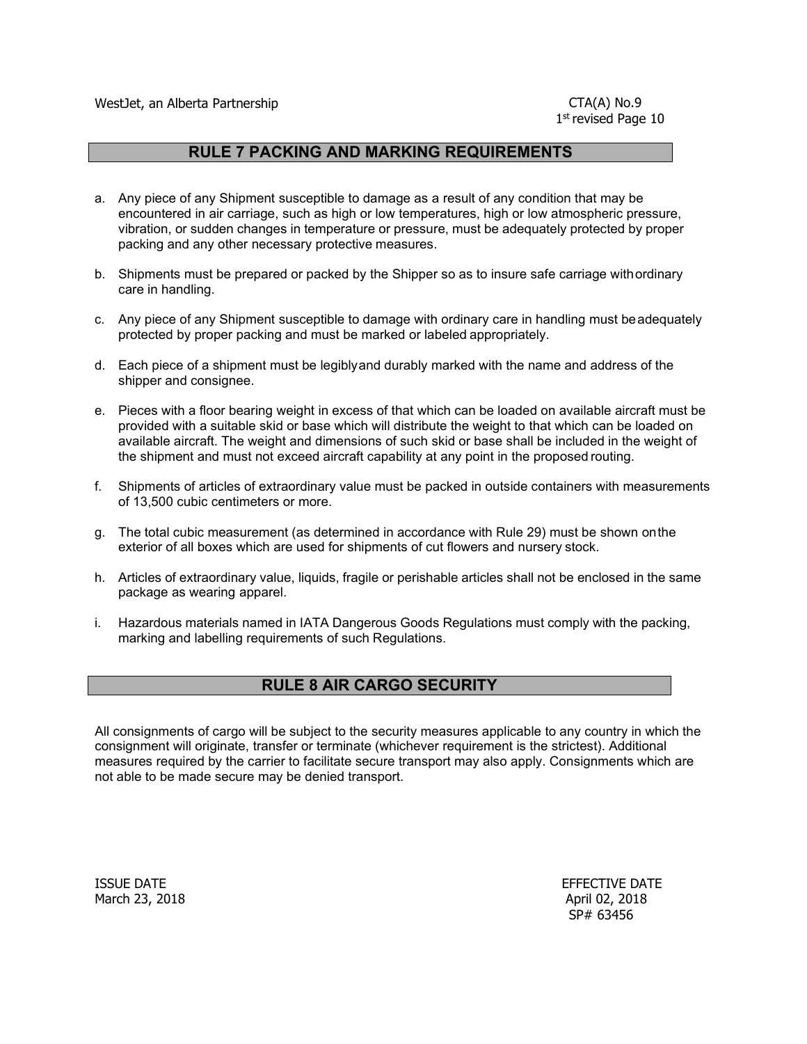## RULE 7 PACKING AND MARKING REQUIREMENTS

a. Any piece of any Shipment susceptible to damage as a result of any condition that may be encountered in air carriage, such as high or low temperatures, high or low atmospheric pressure, vibration, or sudden changes in temperature or pressure, must be adequately protected by proper packing and any other necessary protective measures.

b. Shipments must be prepared or packed by the Shipper so as to insure safe carriage with ordinary care in handling.

c. Any piece of any Shipment susceptible to damage with ordinary care in handling must be adequately protected by proper packing and must be marked or labeled appropriately.

d. Each piece of a shipment must be legibly and durably marked with the name and address of the shipper and consignee.

e. Pieces with a floor bearing weight in excess of that which can be loaded on available aircraft must be provided with a suitable skid or base which will distribute the weight to that which can be loaded on available aircraft. The weight and dimensions of such skid or base shall be included in the weight of the shipment and must not exceed aircraft capability at any point in the proposed routing.

f. Shipments of articles of extraordinary value must be packed in outside containers with measurements of 13,500 cubic centimeters or more.

g. The total cubic measurement (as determined in accordance with Rule 29) must be shown on the exterior of all boxes which are used for shipments of cut flowers and nursery stock.

h. Articles of extraordinary value, liquids, fragile or perishable articles shall not be enclosed in the same package as wearing apparel.

i. Hazardous materials named in IATA Dangerous Goods Regulations must comply with the packing, marking and labelling requirements of such Regulations.

## RULE 8 AIR CARGO SECURITY

All consignments of cargo will be subject to the security measures applicable to any country in which the consignment will originate, transfer or terminate (whichever requirement is the strictest). Additional measures required by the carrier to facilitate secure transport may also apply. Consignments which are not able to be made secure may be denied transport.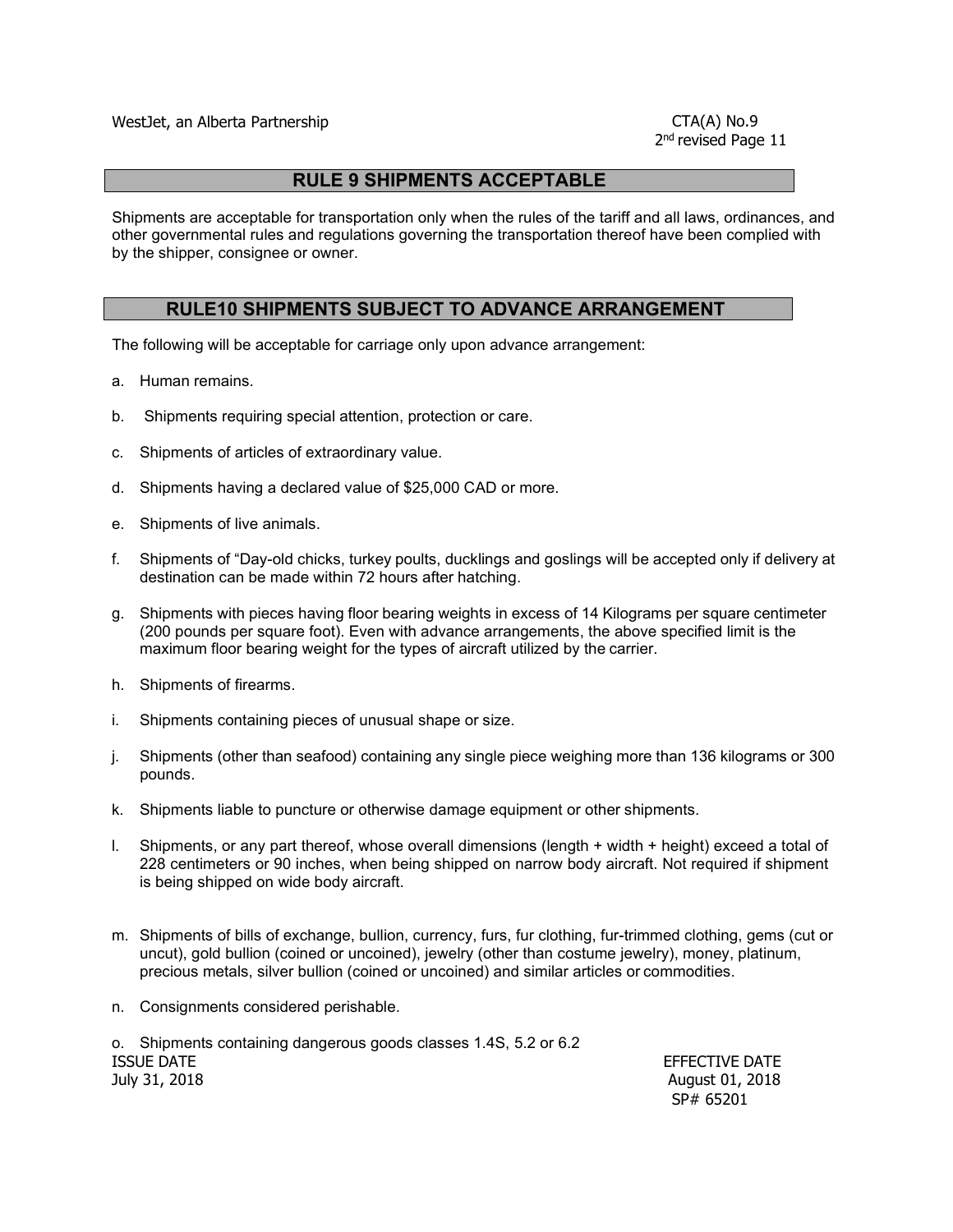## RULE 9 SHIPMENTS ACCEPTABLE

Shipments are acceptable for transportation only when the rules of the tariff and all laws, ordinances, and other governmental rules and regulations governing the transportation thereof have been complied with by the shipper, consignee or owner.

## RULE10 SHIPMENTS SUBJECT TO ADVANCE ARRANGEMENT

The following will be acceptable for carriage only upon advance arrangement:

a. Human remains.

b. Shipments requiring special attention, protection or care.

c. Shipments of articles of extraordinary value.

d. Shipments having a declared value of $25,000 CAD or more.

e. Shipments of live animals.

f. Shipments of "Day-old chicks, turkey poults, ducklings and goslings will be accepted only if delivery at destination can be made within 72 hours after hatching.

g. Shipments with pieces having floor bearing weights in excess of 14 Kilograms per square centimeter (200 pounds per square foot). Even with advance arrangements, the above specified limit is the maximum floor bearing weight for the types of aircraft utilized by the carrier.

h. Shipments of firearms.

i. Shipments containing pieces of unusual shape or size.

j. Shipments (other than seafood) containing any single piece weighing more than 136 kilograms or 300 pounds.

k. Shipments liable to puncture or otherwise damage equipment or other shipments.

l. Shipments, or any part thereof, whose overall dimensions (length + width + height) exceed a total of 228 centimeters or 90 inches, when being shipped on narrow body aircraft. Not required if shipment is being shipped on wide body aircraft.

m. Shipments of bills of exchange, bullion, currency, furs, fur clothing, fur-trimmed clothing, gems (cut or uncut), gold bullion (coined or uncoined), jewelry (other than costume jewelry), money, platinum, precious metals, silver bullion (coined or uncoined) and similar articles or commodities.

n. Consignments considered perishable.

o. Shipments containing dangerous goods classes 1.4S, 5.2 or 6.2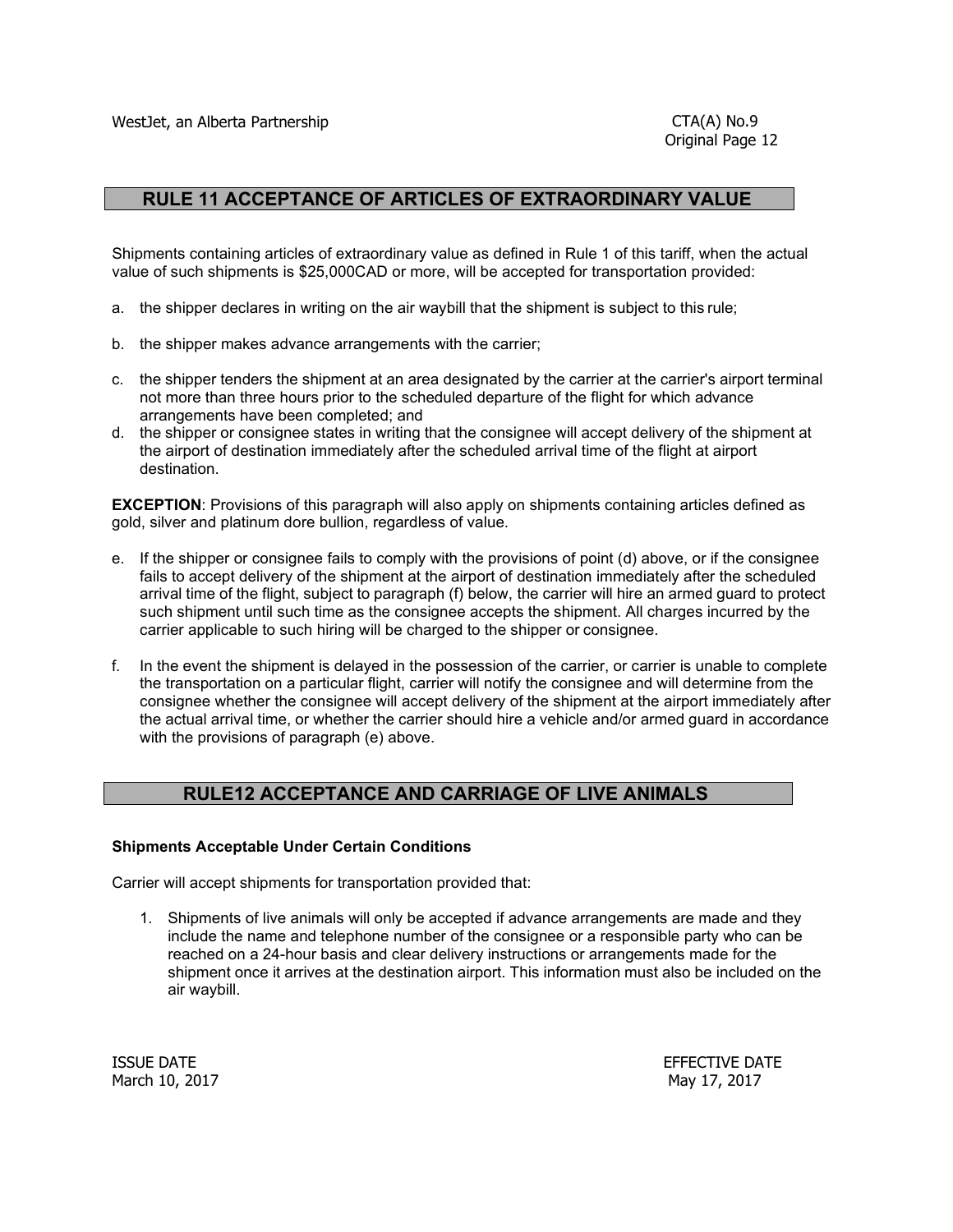## RULE 11 ACCEPTANCE OF ARTICLES OF EXTRAORDINARY VALUE

Shipments containing articles of extraordinary value as defined in Rule 1 of this tariff, when the actual value of such shipments is $25,000CAD or more, will be accepted for transportation provided:

a. the shipper declares in writing on the air waybill that the shipment is subject to this rule;

b. the shipper makes advance arrangements with the carrier;

c. the shipper tenders the shipment at an area designated by the carrier at the carrier's airport terminal not more than three hours prior to the scheduled departure of the flight for which advance arrangements have been completed; and

d. the shipper or consignee states in writing that the consignee will accept delivery of the shipment at the airport of destination immediately after the scheduled arrival time of the flight at airport destination.

**EXCEPTION**: Provisions of this paragraph will also apply on shipments containing articles defined as gold, silver and platinum dore bullion, regardless of value.

e. If the shipper or consignee fails to comply with the provisions of point (d) above, or if the consignee fails to accept delivery of the shipment at the airport of destination immediately after the scheduled arrival time of the flight, subject to paragraph (f) below, the carrier will hire an armed guard to protect such shipment until such time as the consignee accepts the shipment. All charges incurred by the carrier applicable to such hiring will be charged to the shipper or consignee.

f. In the event the shipment is delayed in the possession of the carrier, or carrier is unable to complete the transportation on a particular flight, carrier will notify the consignee and will determine from the consignee whether the consignee will accept delivery of the shipment at the airport immediately after the actual arrival time, or whether the carrier should hire a vehicle and/or armed guard in accordance with the provisions of paragraph (e) above.

## RULE12 ACCEPTANCE AND CARRIAGE OF LIVE ANIMALS

**Shipments Acceptable Under Certain Conditions**

Carrier will accept shipments for transportation provided that:

1. Shipments of live animals will only be accepted if advance arrangements are made and they include the name and telephone number of the consignee or a responsible party who can be reached on a 24-hour basis and clear delivery instructions or arrangements made for the shipment once it arrives at the destination airport. This information must also be included on the air waybill.

ISSUE DATE
March 10, 2017

EFFECTIVE DATE
May 17, 2017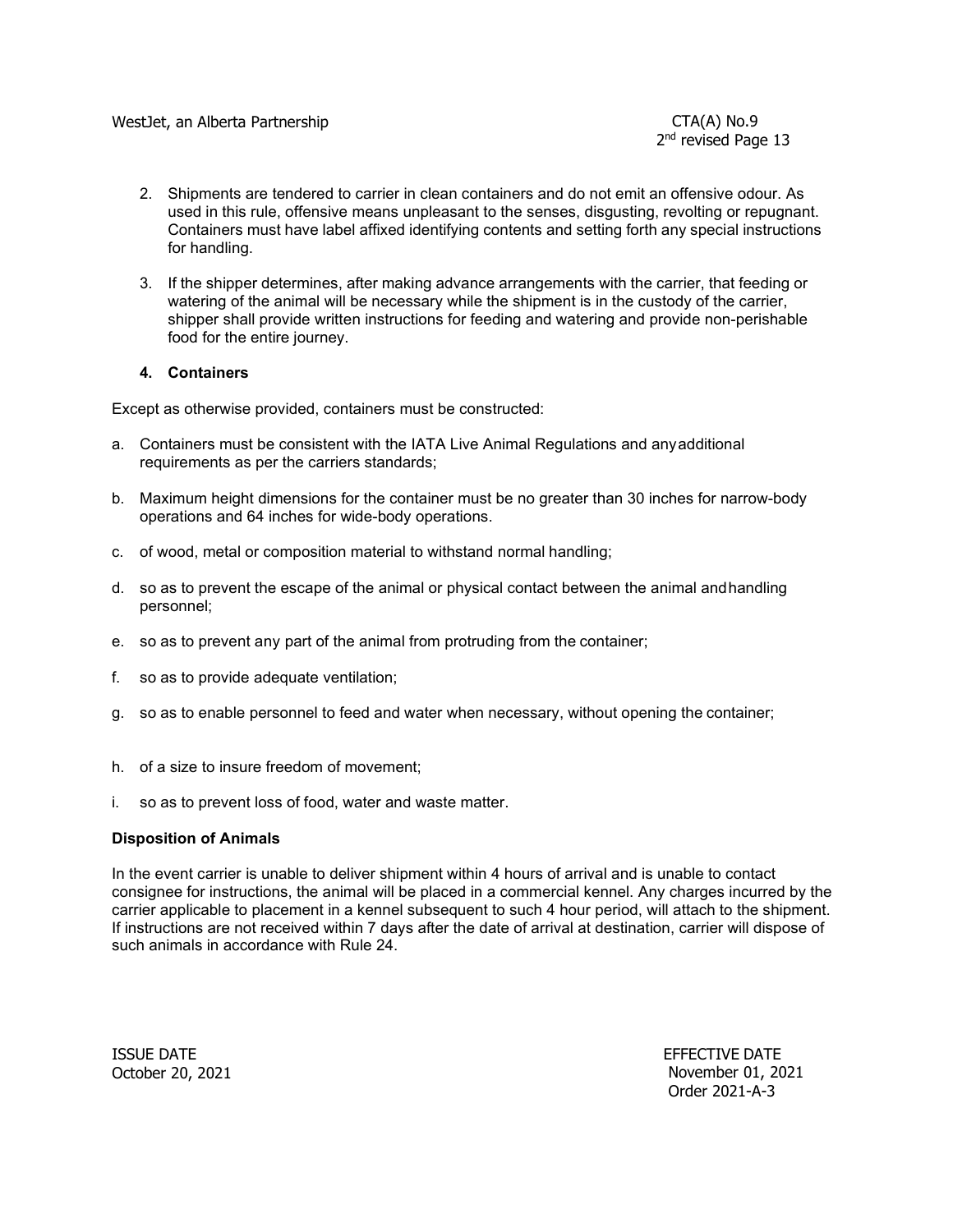2. Shipments are tendered to carrier in clean containers and do not emit an offensive odour. As used in this rule, offensive means unpleasant to the senses, disgusting, revolting or repugnant. Containers must have label affixed identifying contents and setting forth any special instructions for handling.

3. If the shipper determines, after making advance arrangements with the carrier, that feeding or watering of the animal will be necessary while the shipment is in the custody of the carrier, shipper shall provide written instructions for feeding and watering and provide non-perishable food for the entire journey.

**4. Containers**

Except as otherwise provided, containers must be constructed:

a. Containers must be consistent with the IATA Live Animal Regulations and anyadditional requirements as per the carriers standards;

b. Maximum height dimensions for the container must be no greater than 30 inches for narrow-body operations and 64 inches for wide-body operations.

c. of wood, metal or composition material to withstand normal handling;

d. so as to prevent the escape of the animal or physical contact between the animal andhandling personnel;

e. so as to prevent any part of the animal from protruding from the container;

f. so as to provide adequate ventilation;

g. so as to enable personnel to feed and water when necessary, without opening the container;

h. of a size to insure freedom of movement;

i. so as to prevent loss of food, water and waste matter.

**Disposition of Animals**

In the event carrier is unable to deliver shipment within 4 hours of arrival and is unable to contact consignee for instructions, the animal will be placed in a commercial kennel. Any charges incurred by the carrier applicable to placement in a kennel subsequent to such 4 hour period, will attach to the shipment. If instructions are not received within 7 days after the date of arrival at destination, carrier will dispose of such animals in accordance with Rule 24.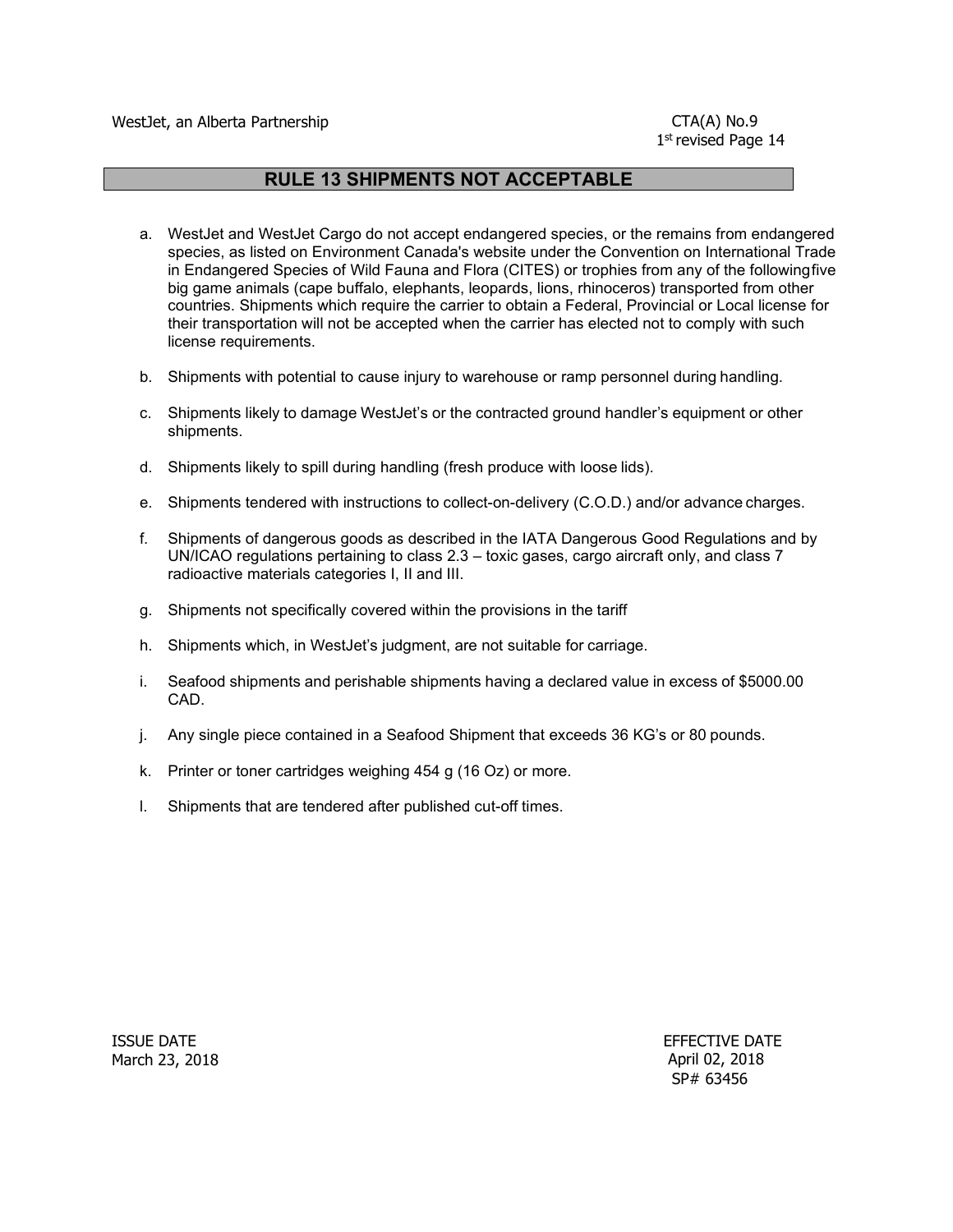## RULE 13 SHIPMENTS NOT ACCEPTABLE

a. WestJet and WestJet Cargo do not accept endangered species, or the remains from endangered species, as listed on Environment Canada's website under the Convention on International Trade in Endangered Species of Wild Fauna and Flora (CITES) or trophies from any of the followingfive big game animals (cape buffalo, elephants, leopards, lions, rhinoceros) transported from other countries. Shipments which require the carrier to obtain a Federal, Provincial or Local license for their transportation will not be accepted when the carrier has elected not to comply with such license requirements.

b. Shipments with potential to cause injury to warehouse or ramp personnel during handling.

c. Shipments likely to damage WestJet's or the contracted ground handler's equipment or other shipments.

d. Shipments likely to spill during handling (fresh produce with loose lids).

e. Shipments tendered with instructions to collect-on-delivery (C.O.D.) and/or advance charges.

f. Shipments of dangerous goods as described in the IATA Dangerous Good Regulations and by UN/ICAO regulations pertaining to class 2.3 – toxic gases, cargo aircraft only, and class 7 radioactive materials categories I, II and III.

g. Shipments not specifically covered within the provisions in the tariff

h. Shipments which, in WestJet's judgment, are not suitable for carriage.

i. Seafood shipments and perishable shipments having a declared value in excess of $5000.00 CAD.

j. Any single piece contained in a Seafood Shipment that exceeds 36 KG's or 80 pounds.

k. Printer or toner cartridges weighing 454 g (16 Oz) or more.

l. Shipments that are tendered after published cut-off times.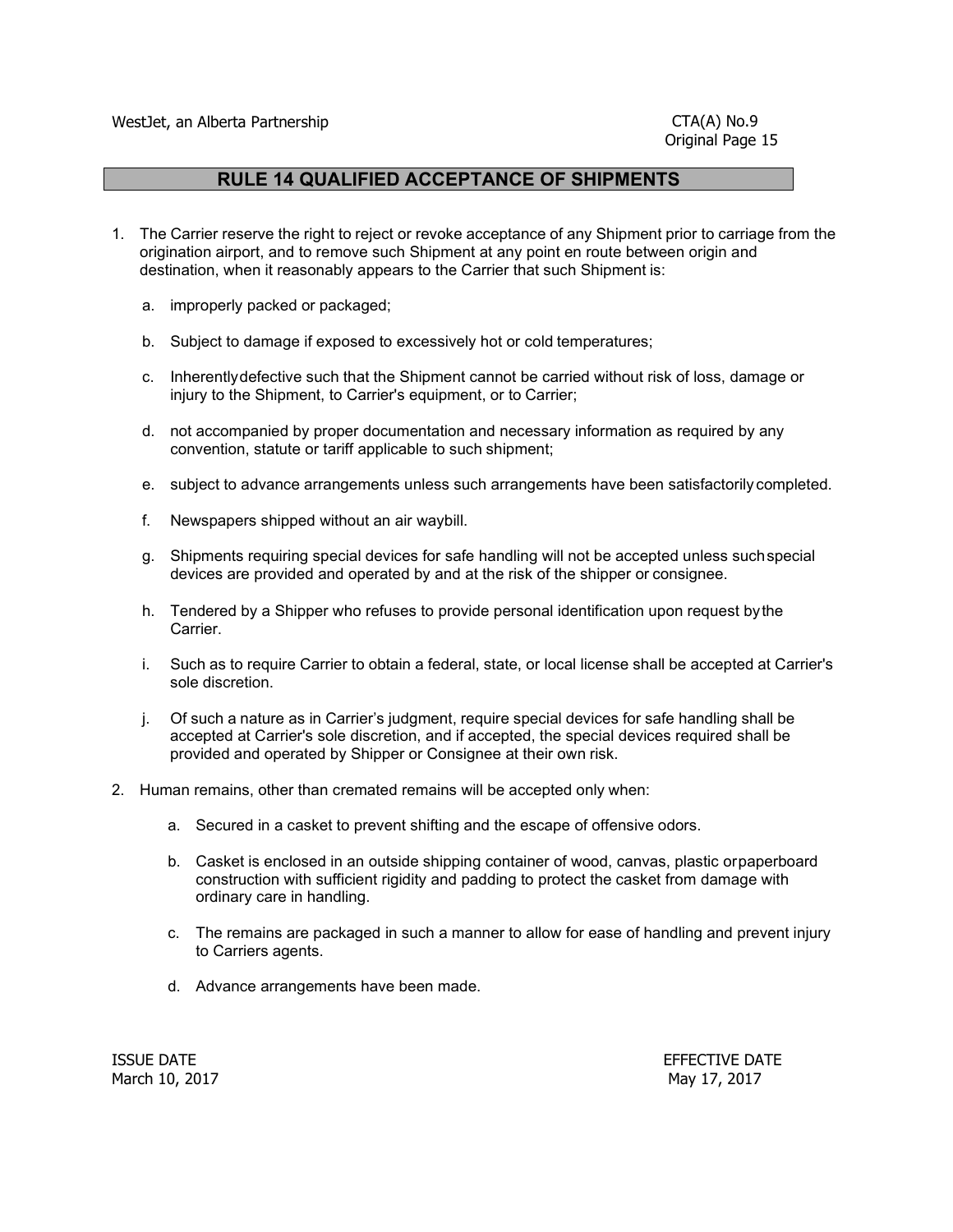## RULE 14 QUALIFIED ACCEPTANCE OF SHIPMENTS

1. The Carrier reserve the right to reject or revoke acceptance of any Shipment prior to carriage from the origination airport, and to remove such Shipment at any point en route between origin and destination, when it reasonably appears to the Carrier that such Shipment is:

   a. improperly packed or packaged;

   b. Subject to damage if exposed to excessively hot or cold temperatures;

   c. Inherentlydefective such that the Shipment cannot be carried without risk of loss, damage or injury to the Shipment, to Carrier's equipment, or to Carrier;

   d. not accompanied by proper documentation and necessary information as required by any convention, statute or tariff applicable to such shipment;

   e. subject to advance arrangements unless such arrangements have been satisfactorily completed.

   f. Newspapers shipped without an air waybill.

   g. Shipments requiring special devices for safe handling will not be accepted unless suchspecial devices are provided and operated by and at the risk of the shipper or consignee.

   h. Tendered by a Shipper who refuses to provide personal identification upon request bythe Carrier.

   i. Such as to require Carrier to obtain a federal, state, or local license shall be accepted at Carrier's sole discretion.

   j. Of such a nature as in Carrier's judgment, require special devices for safe handling shall be accepted at Carrier's sole discretion, and if accepted, the special devices required shall be provided and operated by Shipper or Consignee at their own risk.

2. Human remains, other than cremated remains will be accepted only when:

   a. Secured in a casket to prevent shifting and the escape of offensive odors.

   b. Casket is enclosed in an outside shipping container of wood, canvas, plastic orpaperboard construction with sufficient rigidity and padding to protect the casket from damage with ordinary care in handling.

   c. The remains are packaged in such a manner to allow for ease of handling and prevent injury to Carriers agents.

   d. Advance arrangements have been made.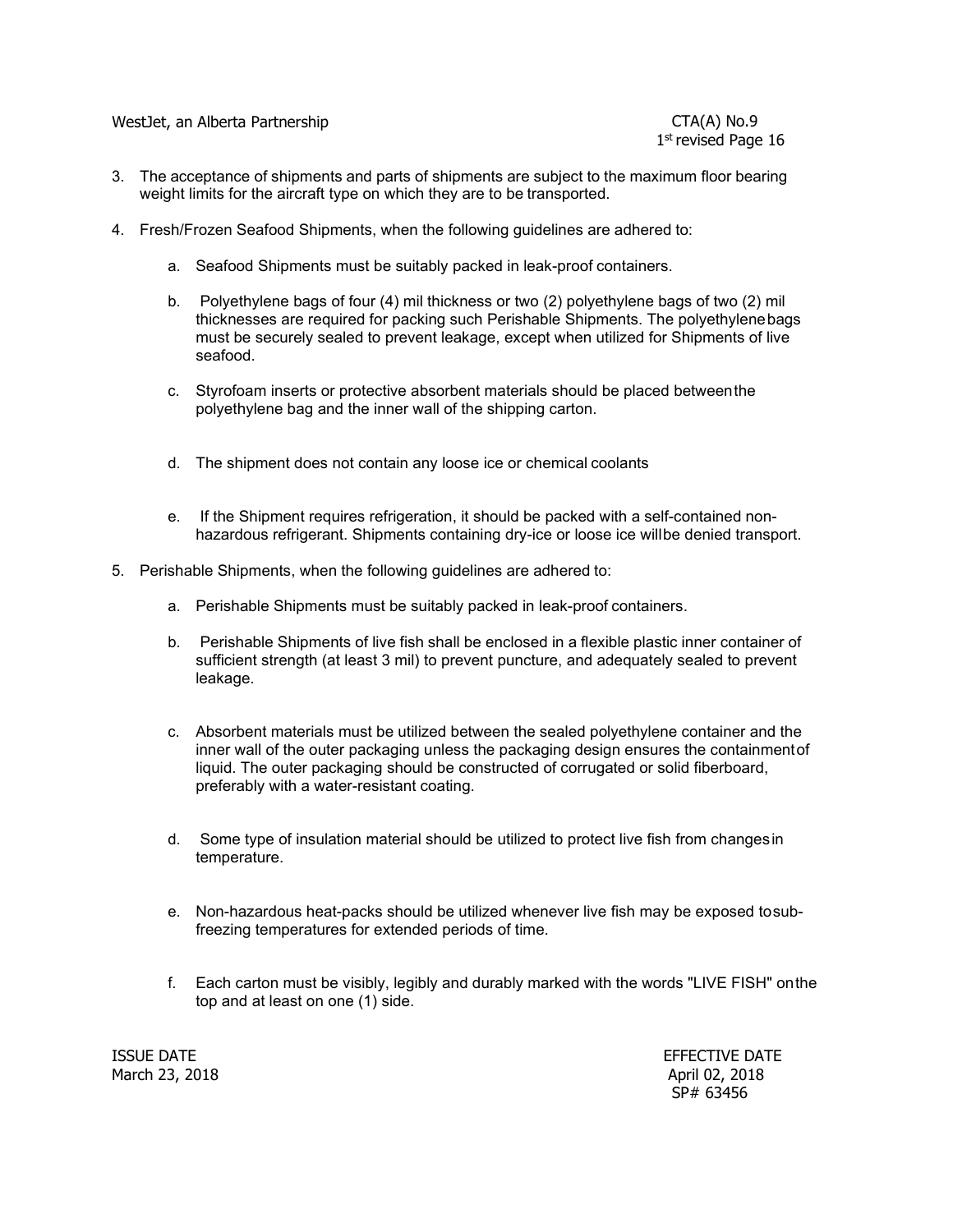3. The acceptance of shipments and parts of shipments are subject to the maximum floor bearing weight limits for the aircraft type on which they are to be transported.

4. Fresh/Frozen Seafood Shipments, when the following guidelines are adhered to:

   a. Seafood Shipments must be suitably packed in leak-proof containers.

   b. Polyethylene bags of four (4) mil thickness or two (2) polyethylene bags of two (2) mil thicknesses are required for packing such Perishable Shipments. The polyethylene bags must be securely sealed to prevent leakage, except when utilized for Shipments of live seafood.

   c. Styrofoam inserts or protective absorbent materials should be placed between the polyethylene bag and the inner wall of the shipping carton.

   d. The shipment does not contain any loose ice or chemical coolants

   e. If the Shipment requires refrigeration, it should be packed with a self-contained non-hazardous refrigerant. Shipments containing dry-ice or loose ice will be denied transport.

5. Perishable Shipments, when the following guidelines are adhered to:

   a. Perishable Shipments must be suitably packed in leak-proof containers.

   b. Perishable Shipments of live fish shall be enclosed in a flexible plastic inner container of sufficient strength (at least 3 mil) to prevent puncture, and adequately sealed to prevent leakage.

   c. Absorbent materials must be utilized between the sealed polyethylene container and the inner wall of the outer packaging unless the packaging design ensures the containment of liquid. The outer packaging should be constructed of corrugated or solid fiberboard, preferably with a water-resistant coating.

   d. Some type of insulation material should be utilized to protect live fish from changes in temperature.

   e. Non-hazardous heat-packs should be utilized whenever live fish may be exposed to sub-freezing temperatures for extended periods of time.

   f. Each carton must be visibly, legibly and durably marked with the words "LIVE FISH" on the top and at least on one (1) side.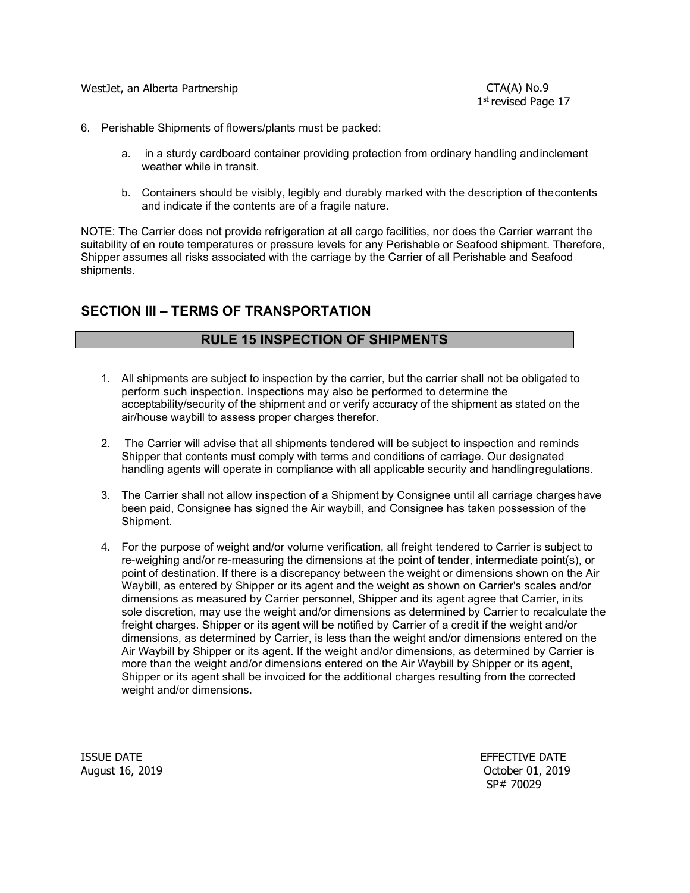6. Perishable Shipments of flowers/plants must be packed:

   a. in a sturdy cardboard container providing protection from ordinary handling and inclement weather while in transit.

   b. Containers should be visibly, legibly and durably marked with the description of the contents and indicate if the contents are of a fragile nature.

NOTE: The Carrier does not provide refrigeration at all cargo facilities, nor does the Carrier warrant the suitability of en route temperatures or pressure levels for any Perishable or Seafood shipment. Therefore, Shipper assumes all risks associated with the carriage by the Carrier of all Perishable and Seafood shipments.

## SECTION III – TERMS OF TRANSPORTATION

### RULE 15 INSPECTION OF SHIPMENTS

1. All shipments are subject to inspection by the carrier, but the carrier shall not be obligated to perform such inspection. Inspections may also be performed to determine the acceptability/security of the shipment and or verify accuracy of the shipment as stated on the air/house waybill to assess proper charges therefor.

2. The Carrier will advise that all shipments tendered will be subject to inspection and reminds Shipper that contents must comply with terms and conditions of carriage. Our designated handling agents will operate in compliance with all applicable security and handling regulations.

3. The Carrier shall not allow inspection of a Shipment by Consignee until all carriage charges have been paid, Consignee has signed the Air waybill, and Consignee has taken possession of the Shipment.

4. For the purpose of weight and/or volume verification, all freight tendered to Carrier is subject to re-weighing and/or re-measuring the dimensions at the point of tender, intermediate point(s), or point of destination. If there is a discrepancy between the weight or dimensions shown on the Air Waybill, as entered by Shipper or its agent and the weight as shown on Carrier's scales and/or dimensions as measured by Carrier personnel, Shipper and its agent agree that Carrier, in its sole discretion, may use the weight and/or dimensions as determined by Carrier to recalculate the freight charges. Shipper or its agent will be notified by Carrier of a credit if the weight and/or dimensions, as determined by Carrier, is less than the weight and/or dimensions entered on the Air Waybill by Shipper or its agent. If the weight and/or dimensions, as determined by Carrier is more than the weight and/or dimensions entered on the Air Waybill by Shipper or its agent, Shipper or its agent shall be invoiced for the additional charges resulting from the corrected weight and/or dimensions.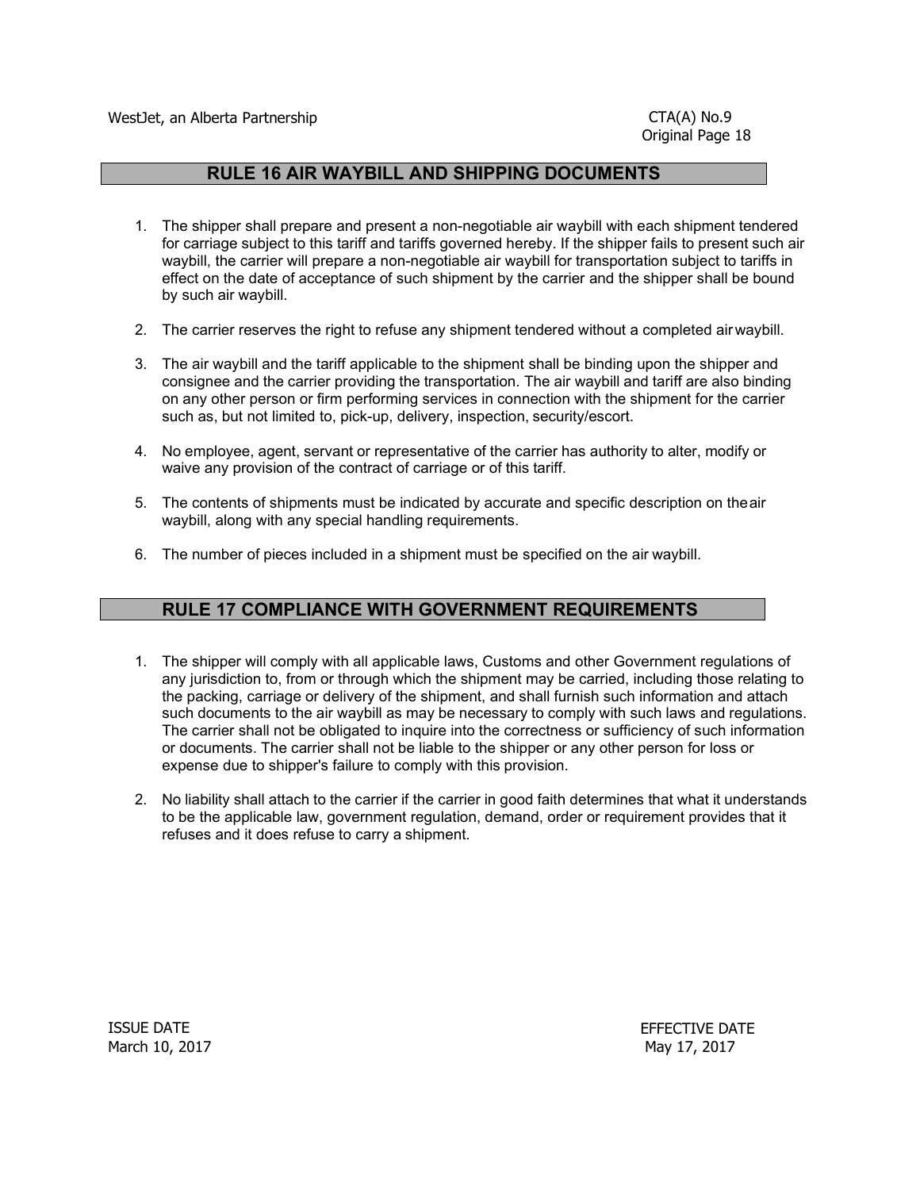## RULE 16 AIR WAYBILL AND SHIPPING DOCUMENTS

1. The shipper shall prepare and present a non-negotiable air waybill with each shipment tendered for carriage subject to this tariff and tariffs governed hereby. If the shipper fails to present such air waybill, the carrier will prepare a non-negotiable air waybill for transportation subject to tariffs in effect on the date of acceptance of such shipment by the carrier and the shipper shall be bound by such air waybill.

2. The carrier reserves the right to refuse any shipment tendered without a completed air waybill.

3. The air waybill and the tariff applicable to the shipment shall be binding upon the shipper and consignee and the carrier providing the transportation. The air waybill and tariff are also binding on any other person or firm performing services in connection with the shipment for the carrier such as, but not limited to, pick-up, delivery, inspection, security/escort.

4. No employee, agent, servant or representative of the carrier has authority to alter, modify or waive any provision of the contract of carriage or of this tariff.

5. The contents of shipments must be indicated by accurate and specific description on the air waybill, along with any special handling requirements.

6. The number of pieces included in a shipment must be specified on the air waybill.

## RULE 17 COMPLIANCE WITH GOVERNMENT REQUIREMENTS

1. The shipper will comply with all applicable laws, Customs and other Government regulations of any jurisdiction to, from or through which the shipment may be carried, including those relating to the packing, carriage or delivery of the shipment, and shall furnish such information and attach such documents to the air waybill as may be necessary to comply with such laws and regulations. The carrier shall not be obligated to inquire into the correctness or sufficiency of such information or documents. The carrier shall not be liable to the shipper or any other person for loss or expense due to shipper's failure to comply with this provision.

2. No liability shall attach to the carrier if the carrier in good faith determines that what it understands to be the applicable law, government regulation, demand, order or requirement provides that it refuses and it does refuse to carry a shipment.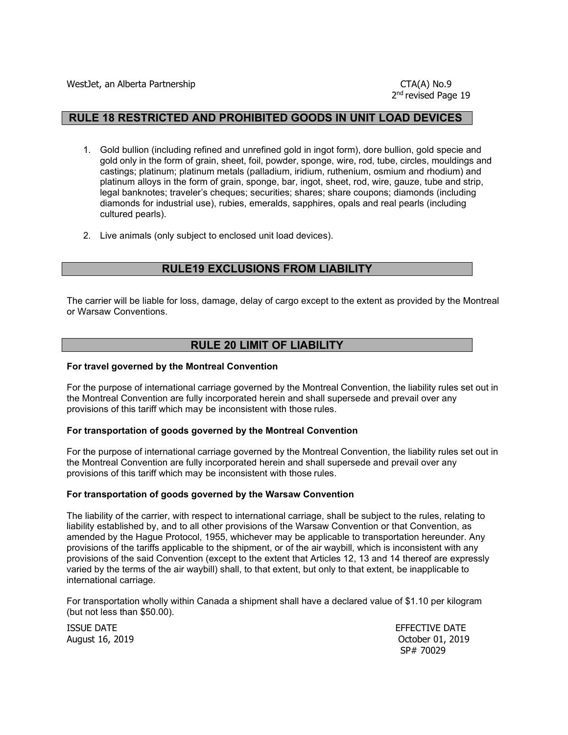## RULE 18 RESTRICTED AND PROHIBITED GOODS IN UNIT LOAD DEVICES

1. Gold bullion (including refined and unrefined gold in ingot form), dore bullion, gold specie and gold only in the form of grain, sheet, foil, powder, sponge, wire, rod, tube, circles, mouldings and castings; platinum; platinum metals (palladium, iridium, ruthenium, osmium and rhodium) and platinum alloys in the form of grain, sponge, bar, ingot, sheet, rod, wire, gauze, tube and strip, legal banknotes; traveler's cheques; securities; shares; share coupons; diamonds (including diamonds for industrial use), rubies, emeralds, sapphires, opals and real pearls (including cultured pearls).
2. Live animals (only subject to enclosed unit load devices).

## RULE19 EXCLUSIONS FROM LIABILITY

The carrier will be liable for loss, damage, delay of cargo except to the extent as provided by the Montreal or Warsaw Conventions.

## RULE 20 LIMIT OF LIABILITY

**For travel governed by the Montreal Convention**

For the purpose of international carriage governed by the Montreal Convention, the liability rules set out in the Montreal Convention are fully incorporated herein and shall supersede and prevail over any provisions of this tariff which may be inconsistent with those rules.

**For transportation of goods governed by the Montreal Convention**

For the purpose of international carriage governed by the Montreal Convention, the liability rules set out in the Montreal Convention are fully incorporated herein and shall supersede and prevail over any provisions of this tariff which may be inconsistent with those rules.

**For transportation of goods governed by the Warsaw Convention**

The liability of the carrier, with respect to international carriage, shall be subject to the rules, relating to liability established by, and to all other provisions of the Warsaw Convention or that Convention, as amended by the Hague Protocol, 1955, whichever may be applicable to transportation hereunder. Any provisions of the tariffs applicable to the shipment, or of the air waybill, which is inconsistent with any provisions of the said Convention (except to the extent that Articles 12, 13 and 14 thereof are expressly varied by the terms of the air waybill) shall, to that extent, but only to that extent, be inapplicable to international carriage.

For transportation wholly within Canada a shipment shall have a declared value of $1.10 per kilogram (but not less than $50.00).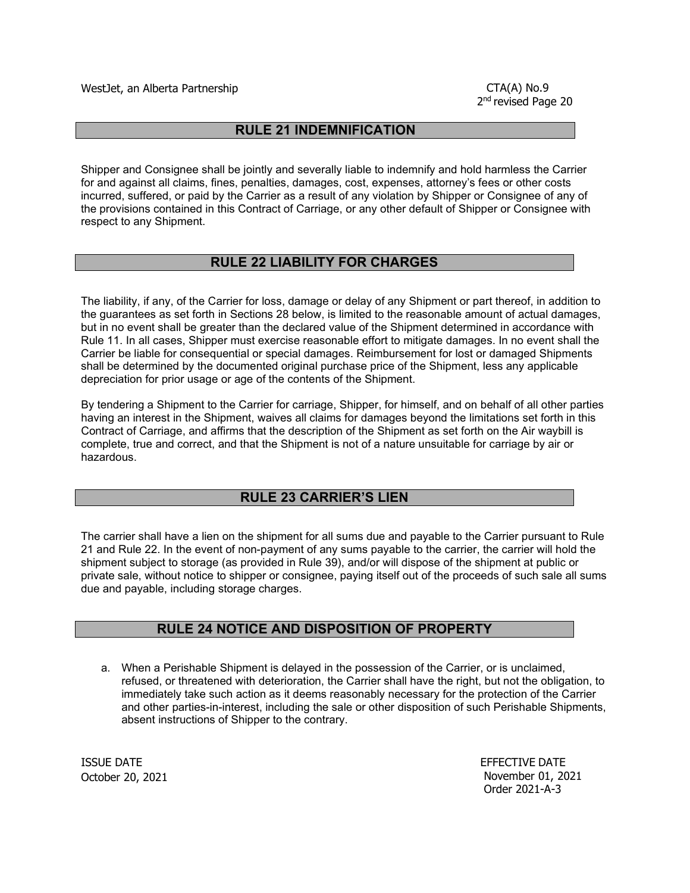## RULE 21 INDEMNIFICATION

Shipper and Consignee shall be jointly and severally liable to indemnify and hold harmless the Carrier for and against all claims, fines, penalties, damages, cost, expenses, attorney's fees or other costs incurred, suffered, or paid by the Carrier as a result of any violation by Shipper or Consignee of any of the provisions contained in this Contract of Carriage, or any other default of Shipper or Consignee with respect to any Shipment.

## RULE 22 LIABILITY FOR CHARGES

The liability, if any, of the Carrier for loss, damage or delay of any Shipment or part thereof, in addition to the guarantees as set forth in Sections 28 below, is limited to the reasonable amount of actual damages, but in no event shall be greater than the declared value of the Shipment determined in accordance with Rule 11. In all cases, Shipper must exercise reasonable effort to mitigate damages. In no event shall the Carrier be liable for consequential or special damages. Reimbursement for lost or damaged Shipments shall be determined by the documented original purchase price of the Shipment, less any applicable depreciation for prior usage or age of the contents of the Shipment.

By tendering a Shipment to the Carrier for carriage, Shipper, for himself, and on behalf of all other parties having an interest in the Shipment, waives all claims for damages beyond the limitations set forth in this Contract of Carriage, and affirms that the description of the Shipment as set forth on the Air waybill is complete, true and correct, and that the Shipment is not of a nature unsuitable for carriage by air or hazardous.

## RULE 23 CARRIER'S LIEN

The carrier shall have a lien on the shipment for all sums due and payable to the Carrier pursuant to Rule 21 and Rule 22. In the event of non-payment of any sums payable to the carrier, the carrier will hold the shipment subject to storage (as provided in Rule 39), and/or will dispose of the shipment at public or private sale, without notice to shipper or consignee, paying itself out of the proceeds of such sale all sums due and payable, including storage charges.

## RULE 24 NOTICE AND DISPOSITION OF PROPERTY

a. When a Perishable Shipment is delayed in the possession of the Carrier, or is unclaimed, refused, or threatened with deterioration, the Carrier shall have the right, but not the obligation, to immediately take such action as it deems reasonably necessary for the protection of the Carrier and other parties-in-interest, including the sale or other disposition of such Perishable Shipments, absent instructions of Shipper to the contrary.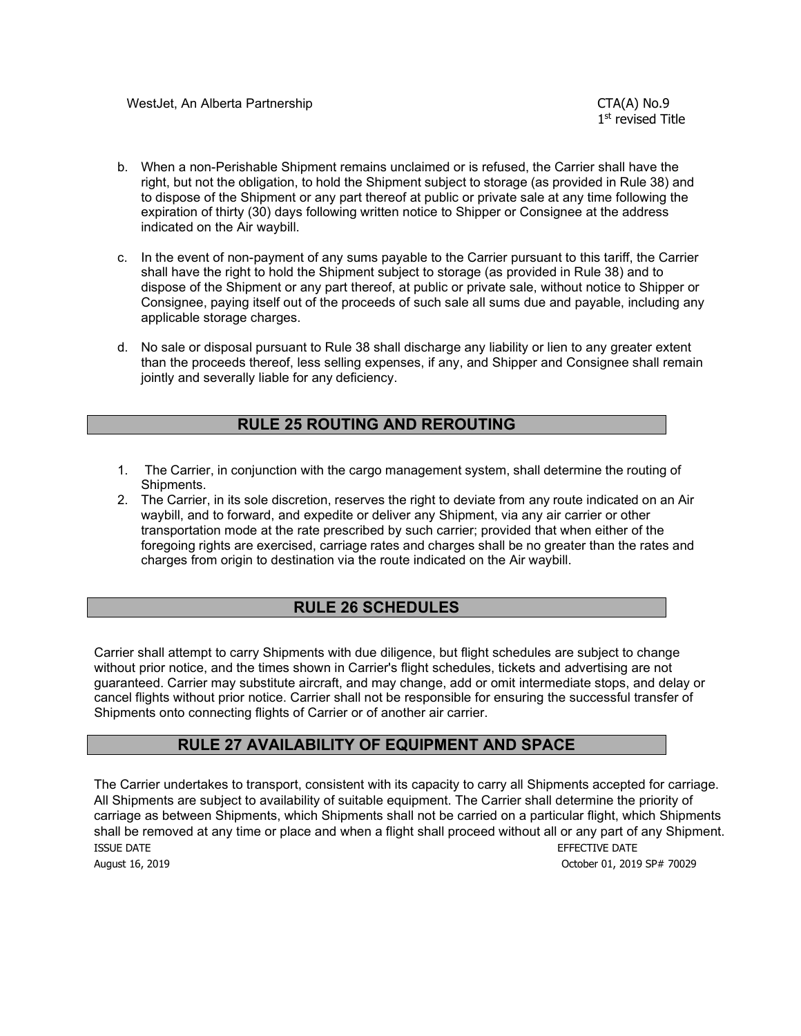b. When a non-Perishable Shipment remains unclaimed or is refused, the Carrier shall have the right, but not the obligation, to hold the Shipment subject to storage (as provided in Rule 38) and to dispose of the Shipment or any part thereof at public or private sale at any time following the expiration of thirty (30) days following written notice to Shipper or Consignee at the address indicated on the Air waybill.

c. In the event of non-payment of any sums payable to the Carrier pursuant to this tariff, the Carrier shall have the right to hold the Shipment subject to storage (as provided in Rule 38) and to dispose of the Shipment or any part thereof, at public or private sale, without notice to Shipper or Consignee, paying itself out of the proceeds of such sale all sums due and payable, including any applicable storage charges.

d. No sale or disposal pursuant to Rule 38 shall discharge any liability or lien to any greater extent than the proceeds thereof, less selling expenses, if any, and Shipper and Consignee shall remain jointly and severally liable for any deficiency.

## RULE 25 ROUTING AND REROUTING

1. The Carrier, in conjunction with the cargo management system, shall determine the routing of Shipments.
2. The Carrier, in its sole discretion, reserves the right to deviate from any route indicated on an Air waybill, and to forward, and expedite or deliver any Shipment, via any air carrier or other transportation mode at the rate prescribed by such carrier; provided that when either of the foregoing rights are exercised, carriage rates and charges shall be no greater than the rates and charges from origin to destination via the route indicated on the Air waybill.

## RULE 26 SCHEDULES

Carrier shall attempt to carry Shipments with due diligence, but flight schedules are subject to change without prior notice, and the times shown in Carrier's flight schedules, tickets and advertising are not guaranteed. Carrier may substitute aircraft, and may change, add or omit intermediate stops, and delay or cancel flights without prior notice. Carrier shall not be responsible for ensuring the successful transfer of Shipments onto connecting flights of Carrier or of another air carrier.

## RULE 27 AVAILABILITY OF EQUIPMENT AND SPACE

The Carrier undertakes to transport, consistent with its capacity to carry all Shipments accepted for carriage. All Shipments are subject to availability of suitable equipment. The Carrier shall determine the priority of carriage as between Shipments, which Shipments shall not be carried on a particular flight, which Shipments shall be removed at any time or place and when a flight shall proceed without all or any part of any Shipment.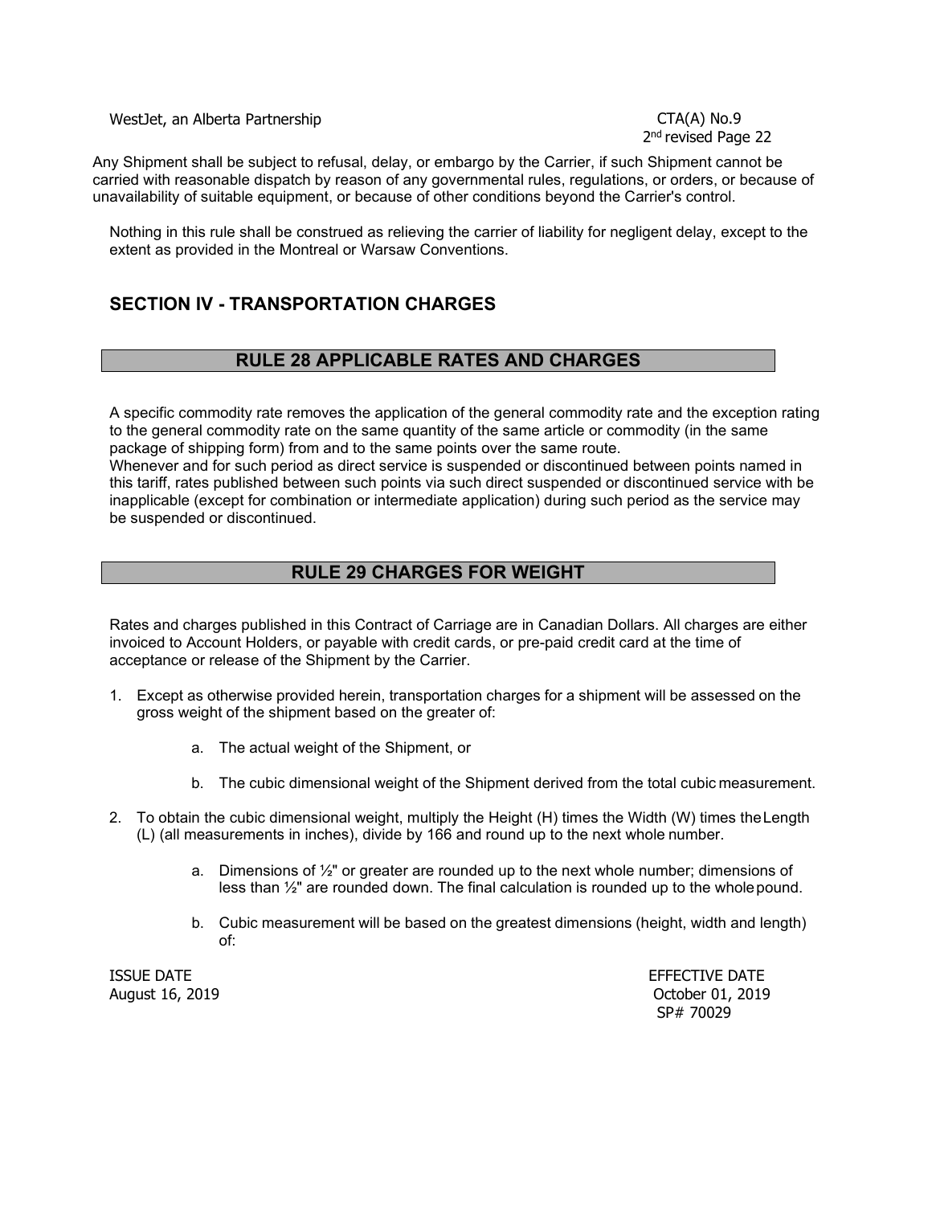Any Shipment shall be subject to refusal, delay, or embargo by the Carrier, if such Shipment cannot be carried with reasonable dispatch by reason of any governmental rules, regulations, or orders, or because of unavailability of suitable equipment, or because of other conditions beyond the Carrier's control.

Nothing in this rule shall be construed as relieving the carrier of liability for negligent delay, except to the extent as provided in the Montreal or Warsaw Conventions.

## SECTION IV - TRANSPORTATION CHARGES

### RULE 28 APPLICABLE RATES AND CHARGES

A specific commodity rate removes the application of the general commodity rate and the exception rating to the general commodity rate on the same quantity of the same article or commodity (in the same package of shipping form) from and to the same points over the same route.
Whenever and for such period as direct service is suspended or discontinued between points named in this tariff, rates published between such points via such direct suspended or discontinued service with be inapplicable (except for combination or intermediate application) during such period as the service may be suspended or discontinued.

### RULE 29 CHARGES FOR WEIGHT

Rates and charges published in this Contract of Carriage are in Canadian Dollars. All charges are either invoiced to Account Holders, or payable with credit cards, or pre-paid credit card at the time of acceptance or release of the Shipment by the Carrier.

1. Except as otherwise provided herein, transportation charges for a shipment will be assessed on the gross weight of the shipment based on the greater of:
    a. The actual weight of the Shipment, or
    b. The cubic dimensional weight of the Shipment derived from the total cubic measurement.
2. To obtain the cubic dimensional weight, multiply the Height (H) times the Width (W) times the Length (L) (all measurements in inches), divide by 166 and round up to the next whole number.
    a. Dimensions of ½" or greater are rounded up to the next whole number; dimensions of less than ½" are rounded down. The final calculation is rounded up to the whole pound.
    b. Cubic measurement will be based on the greatest dimensions (height, width and length) of: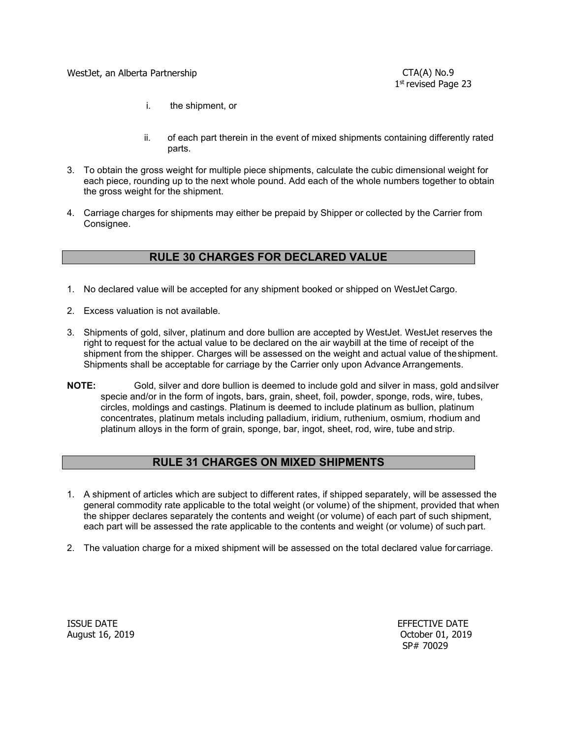i. the shipment, or

ii. of each part therein in the event of mixed shipments containing differently rated parts.

3. To obtain the gross weight for multiple piece shipments, calculate the cubic dimensional weight for each piece, rounding up to the next whole pound. Add each of the whole numbers together to obtain the gross weight for the shipment.

4. Carriage charges for shipments may either be prepaid by Shipper or collected by the Carrier from Consignee.

## RULE 30 CHARGES FOR DECLARED VALUE

1. No declared value will be accepted for any shipment booked or shipped on WestJet Cargo.

2. Excess valuation is not available.

3. Shipments of gold, silver, platinum and dore bullion are accepted by WestJet. WestJet reserves the right to request for the actual value to be declared on the air waybill at the time of receipt of the shipment from the shipper. Charges will be assessed on the weight and actual value of the shipment. Shipments shall be acceptable for carriage by the Carrier only upon Advance Arrangements.

**NOTE:** Gold, silver and dore bullion is deemed to include gold and silver in mass, gold and silver specie and/or in the form of ingots, bars, grain, sheet, foil, powder, sponge, rods, wire, tubes, circles, moldings and castings. Platinum is deemed to include platinum as bullion, platinum concentrates, platinum metals including palladium, iridium, ruthenium, osmium, rhodium and platinum alloys in the form of grain, sponge, bar, ingot, sheet, rod, wire, tube and strip.

## RULE 31 CHARGES ON MIXED SHIPMENTS

1. A shipment of articles which are subject to different rates, if shipped separately, will be assessed the general commodity rate applicable to the total weight (or volume) of the shipment, provided that when the shipper declares separately the contents and weight (or volume) of each part of such shipment, each part will be assessed the rate applicable to the contents and weight (or volume) of such part.

2. The valuation charge for a mixed shipment will be assessed on the total declared value for carriage.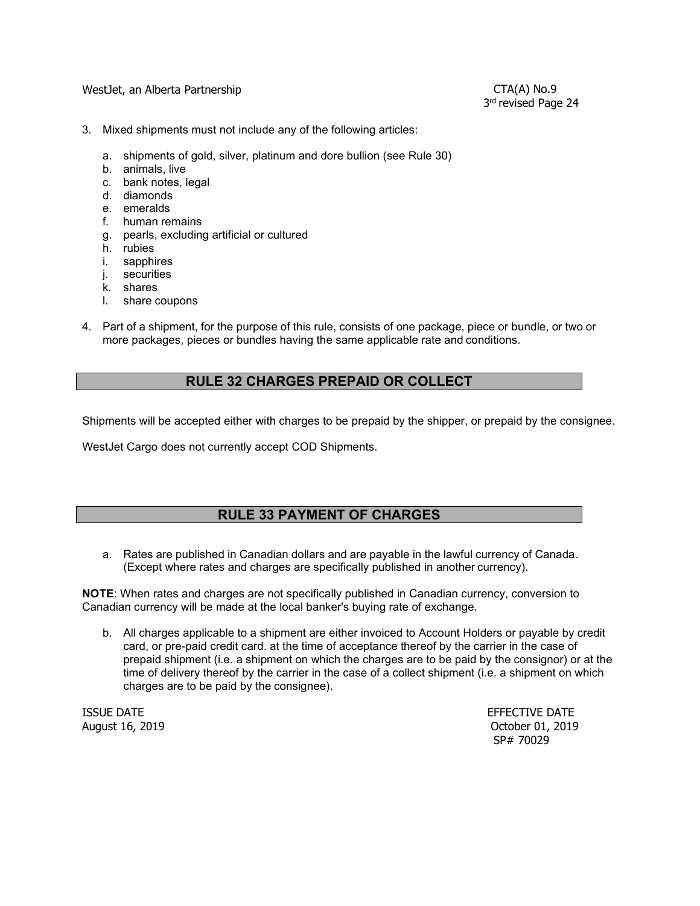3. Mixed shipments must not include any of the following articles:

   a. shipments of gold, silver, platinum and dore bullion (see Rule 30)
   b. animals, live
   c. bank notes, legal
   d. diamonds
   e. emeralds
   f. human remains
   g. pearls, excluding artificial or cultured
   h. rubies
   i. sapphires
   j. securities
   k. shares
   l. share coupons

4. Part of a shipment, for the purpose of this rule, consists of one package, piece or bundle, or two or more packages, pieces or bundles having the same applicable rate and conditions.

## RULE 32 CHARGES PREPAID OR COLLECT

Shipments will be accepted either with charges to be prepaid by the shipper, or prepaid by the consignee.

WestJet Cargo does not currently accept COD Shipments.

## RULE 33 PAYMENT OF CHARGES

a. Rates are published in Canadian dollars and are payable in the lawful currency of Canada. (Except where rates and charges are specifically published in another currency).

**NOTE**: When rates and charges are not specifically published in Canadian currency, conversion to Canadian currency will be made at the local banker's buying rate of exchange.

b. All charges applicable to a shipment are either invoiced to Account Holders or payable by credit card, or pre-paid credit card. at the time of acceptance thereof by the carrier in the case of prepaid shipment (i.e. a shipment on which the charges are to be paid by the consignor) or at the time of delivery thereof by the carrier in the case of a collect shipment (i.e. a shipment on which charges are to be paid by the consignee).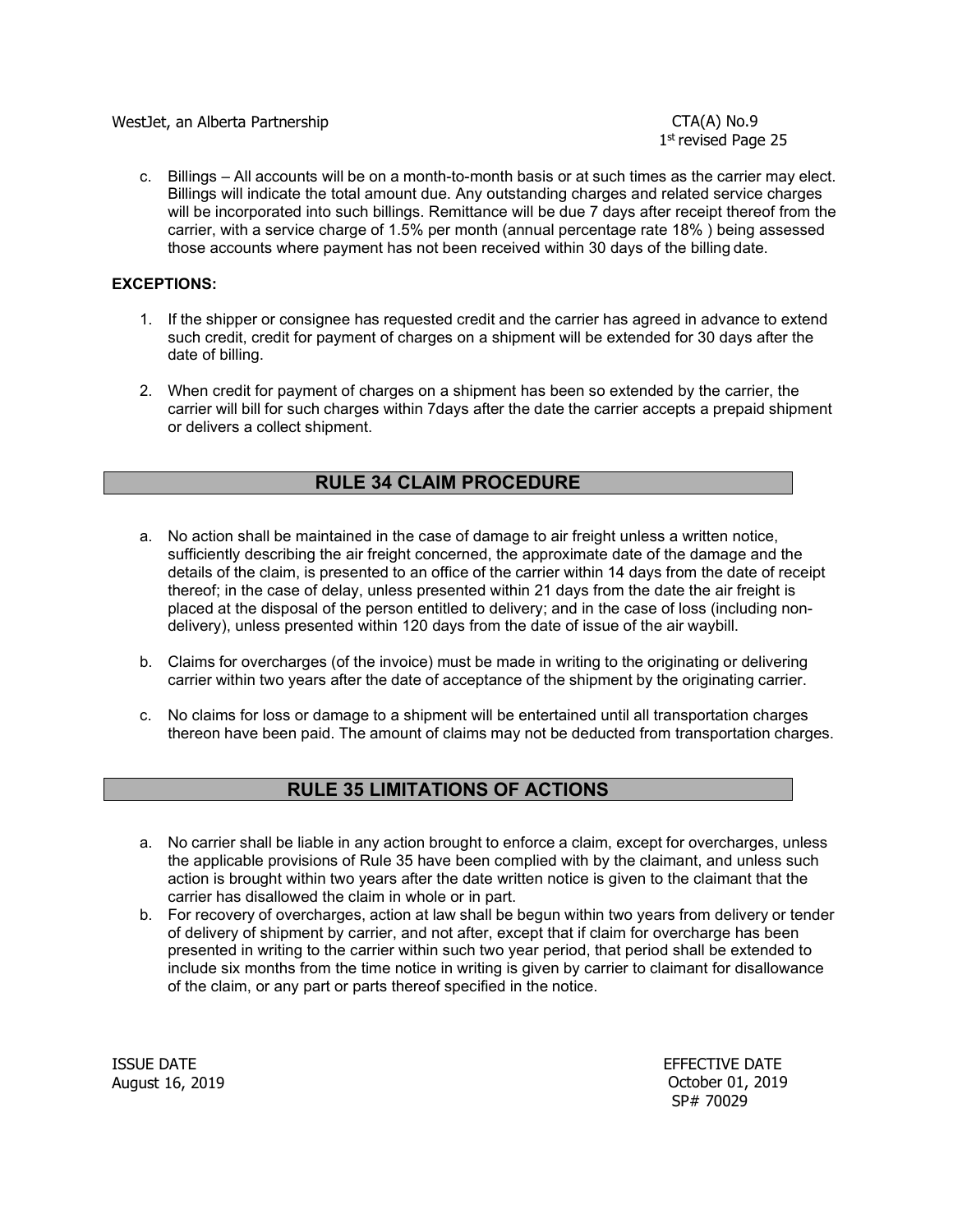c. Billings – All accounts will be on a month-to-month basis or at such times as the carrier may elect. Billings will indicate the total amount due. Any outstanding charges and related service charges will be incorporated into such billings. Remittance will be due 7 days after receipt thereof from the carrier, with a service charge of 1.5% per month (annual percentage rate 18% ) being assessed those accounts where payment has not been received within 30 days of the billing date.

**EXCEPTIONS:**

1. If the shipper or consignee has requested credit and the carrier has agreed in advance to extend such credit, credit for payment of charges on a shipment will be extended for 30 days after the date of billing.

2. When credit for payment of charges on a shipment has been so extended by the carrier, the carrier will bill for such charges within 7days after the date the carrier accepts a prepaid shipment or delivers a collect shipment.

## RULE 34 CLAIM PROCEDURE

a. No action shall be maintained in the case of damage to air freight unless a written notice, sufficiently describing the air freight concerned, the approximate date of the damage and the details of the claim, is presented to an office of the carrier within 14 days from the date of receipt thereof; in the case of delay, unless presented within 21 days from the date the air freight is placed at the disposal of the person entitled to delivery; and in the case of loss (including non-delivery), unless presented within 120 days from the date of issue of the air waybill.

b. Claims for overcharges (of the invoice) must be made in writing to the originating or delivering carrier within two years after the date of acceptance of the shipment by the originating carrier.

c. No claims for loss or damage to a shipment will be entertained until all transportation charges thereon have been paid. The amount of claims may not be deducted from transportation charges.

## RULE 35 LIMITATIONS OF ACTIONS

a. No carrier shall be liable in any action brought to enforce a claim, except for overcharges, unless the applicable provisions of Rule 35 have been complied with by the claimant, and unless such action is brought within two years after the date written notice is given to the claimant that the carrier has disallowed the claim in whole or in part.

b. For recovery of overcharges, action at law shall be begun within two years from delivery or tender of delivery of shipment by carrier, and not after, except that if claim for overcharge has been presented in writing to the carrier within such two year period, that period shall be extended to include six months from the time notice in writing is given by carrier to claimant for disallowance of the claim, or any part or parts thereof specified in the notice.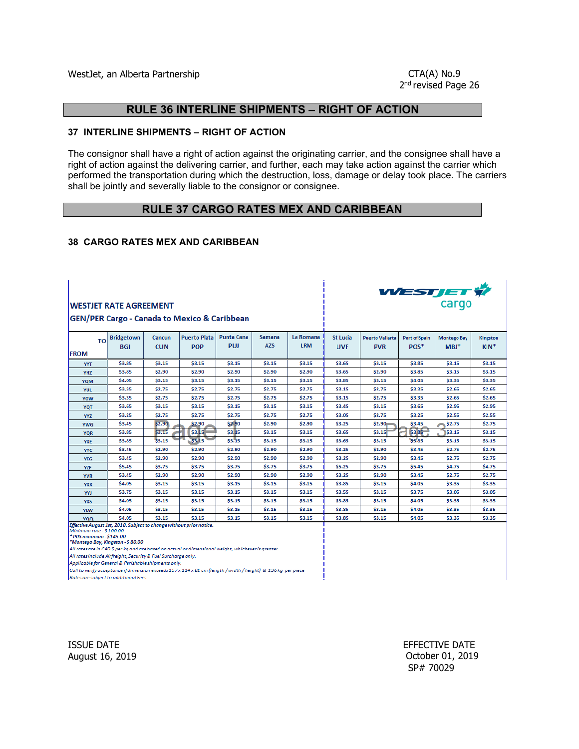# RULE 36 INTERLINE SHIPMENTS – RIGHT OF ACTION

## 37 INTERLINE SHIPMENTS – RIGHT OF ACTION

The consignor shall have a right of action against the originating carrier, and the consignee shall have a right of action against the delivering carrier, and further, each may take action against the carrier which performed the transportation during which the destruction, loss, damage or delay took place. The carriers shall be jointly and severally liable to the consignor or consignee.

# RULE 37 CARGO RATES MEX AND CARIBBEAN

## 38 CARGO RATES MEX AND CARIBBEAN

**WESTJET RATE AGREEMENT**

**GEN/PER Cargo - Canada to Mexico & Caribbean**

WESTJET cargo

| FROM \ TO | Bridgetown BGI | Cancun CUN | Puerto Plata POP | Punta Cana PUJ | Samana AZS | La Romana LRM | St Lucia UVF | Puerto Vallarta PVR | Port of Spain POS* | Montego Bay MBJ* | Kingston KIN* |
|---|---|---|---|---|---|---|---|---|---|---|---|
| YYT | $3.85 | $3.15 | $3.15 | $3.15 | $3.15 | $3.15 | $3.65 | $3.15 | $3.85 | $3.15 | $3.15 |
| YHZ | $3.85 | $2.90 | $2.90 | $2.90 | $2.90 | $2.90 | $3.65 | $2.90 | $3.85 | $3.15 | $3.15 |
| YQM | $4.05 | $3.15 | $3.15 | $3.15 | $3.15 | $3.15 | $3.85 | $3.15 | $4.05 | $3.35 | $3.35 |
| YUL | $3.35 | $2.75 | $2.75 | $2.75 | $2.75 | $2.75 | $3.15 | $2.75 | $3.35 | $2.65 | $2.65 |
| YOW | $3.35 | $2.75 | $2.75 | $2.75 | $2.75 | $2.75 | $3.15 | $2.75 | $3.35 | $2.65 | $2.65 |
| YQT | $3.65 | $3.15 | $3.15 | $3.15 | $3.15 | $3.15 | $3.45 | $3.15 | $3.65 | $2.95 | $2.95 |
| YYZ | $3.25 | $2.75 | $2.75 | $2.75 | $2.75 | $2.75 | $3.05 | $2.75 | $3.25 | $2.55 | $2.55 |
| YWG | $3.45 | $2.90 | $2.90 | $2.90 | $2.90 | $2.90 | $3.25 | $2.90 | $3.45 | $2.75 | $2.75 |
| YQR | $3.85 | $3.15 | $3.15 | $3.15 | $3.15 | $3.15 | $3.65 | $3.15 | $3.85 | $3.15 | $3.15 |
| YXE | $3.85 | $3.15 | $3.15 | $3.15 | $3.15 | $3.15 | $3.65 | $3.15 | $3.85 | $3.15 | $3.15 |
| YYC | $3.45 | $2.90 | $2.90 | $2.90 | $2.90 | $2.90 | $3.25 | $2.90 | $3.45 | $2.75 | $2.75 |
| YEG | $3.45 | $2.90 | $2.90 | $2.90 | $2.90 | $2.90 | $3.25 | $2.90 | $3.45 | $2.75 | $2.75 |
| YZF | $5.45 | $3.75 | $3.75 | $3.75 | $3.75 | $3.75 | $5.25 | $3.75 | $5.45 | $4.75 | $4.75 |
| YVR | $3.45 | $2.90 | $2.90 | $2.90 | $2.90 | $2.90 | $3.25 | $2.90 | $3.45 | $2.75 | $2.75 |
| YXX | $4.05 | $3.15 | $3.15 | $3.15 | $3.15 | $3.15 | $3.85 | $3.15 | $4.05 | $3.35 | $3.35 |
| YYJ | $3.75 | $3.15 | $3.15 | $3.15 | $3.15 | $3.15 | $3.55 | $3.15 | $3.75 | $3.05 | $3.05 |
| YXS | $4.05 | $3.15 | $3.15 | $3.15 | $3.15 | $3.15 | $3.85 | $3.15 | $4.05 | $3.35 | $3.35 |
| YLW | $4.05 | $3.15 | $3.15 | $3.15 | $3.15 | $3.15 | $3.85 | $3.15 | $4.05 | $3.35 | $3.35 |
| YQQ | $4.05 | $3.15 | $3.15 | $3.15 | $3.15 | $3.15 | $3.85 | $3.15 | $4.05 | $3.35 | $3.35 |

*Effective August 1st, 2018. Subject to change without prior notice.*
*Minimum rate - $100.00*
** POS minimum - $145.00*
**Montego Bay, Kingston - $ 80.00*
*All rates are in CAD $ per kg and are based on actual or dimensional weight, whichever is greater.*
*All rates include Airfreight, Security & Fuel Surcharge only.*
*Applicable for General & Perishable shipments only.*
*Call to verify acceptance if dimension exceeds 157 x 114 x 81 cm (length / width / height) & 136 kg per piece*
*Rates are subject to additional Fees.*

ISSUE DATE
August 16, 2019

EFFECTIVE DATE
October 01, 2019
SP# 70029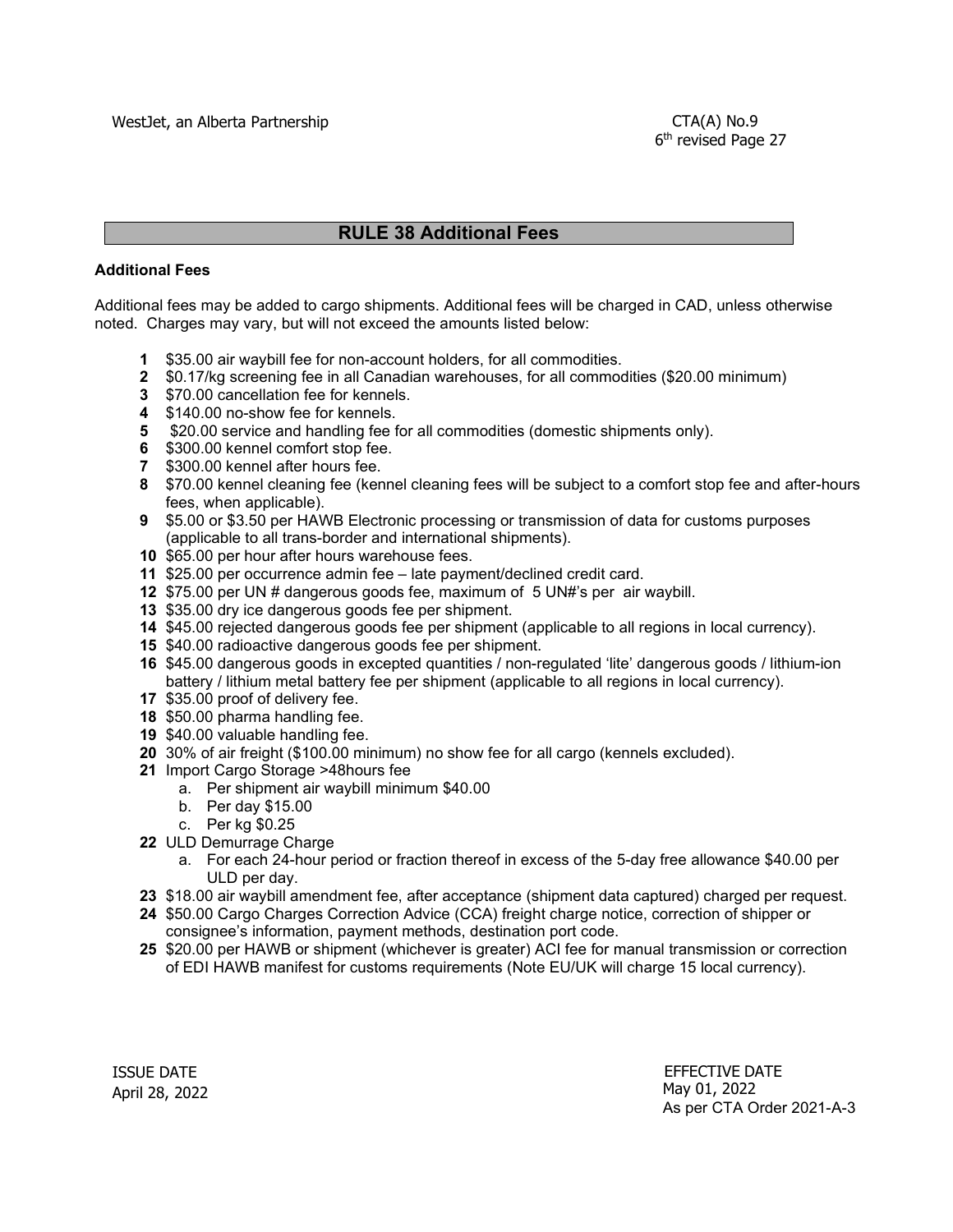## RULE 38 Additional Fees

**Additional Fees**

Additional fees may be added to cargo shipments. Additional fees will be charged in CAD, unless otherwise noted. Charges may vary, but will not exceed the amounts listed below:

1. $35.00 air waybill fee for non-account holders, for all commodities.
2. $0.17/kg screening fee in all Canadian warehouses, for all commodities ($20.00 minimum)
3. $70.00 cancellation fee for kennels.
4. $140.00 no-show fee for kennels.
5. $20.00 service and handling fee for all commodities (domestic shipments only).
6. $300.00 kennel comfort stop fee.
7. $300.00 kennel after hours fee.
8. $70.00 kennel cleaning fee (kennel cleaning fees will be subject to a comfort stop fee and after-hours fees, when applicable).
9. $5.00 or $3.50 per HAWB Electronic processing or transmission of data for customs purposes (applicable to all trans-border and international shipments).
10. $65.00 per hour after hours warehouse fees.
11. $25.00 per occurrence admin fee – late payment/declined credit card.
12. $75.00 per UN # dangerous goods fee, maximum of 5 UN#'s per air waybill.
13. $35.00 dry ice dangerous goods fee per shipment.
14. $45.00 rejected dangerous goods fee per shipment (applicable to all regions in local currency).
15. $40.00 radioactive dangerous goods fee per shipment.
16. $45.00 dangerous goods in excepted quantities / non-regulated 'lite' dangerous goods / lithium-ion battery / lithium metal battery fee per shipment (applicable to all regions in local currency).
17. $35.00 proof of delivery fee.
18. $50.00 pharma handling fee.
19. $40.00 valuable handling fee.
20. 30% of air freight ($100.00 minimum) no show fee for all cargo (kennels excluded).
21. Import Cargo Storage >48hours fee
    a. Per shipment air waybill minimum $40.00
    b. Per day $15.00
    c. Per kg $0.25
22. ULD Demurrage Charge
    a. For each 24-hour period or fraction thereof in excess of the 5-day free allowance $40.00 per ULD per day.
23. $18.00 air waybill amendment fee, after acceptance (shipment data captured) charged per request.
24. $50.00 Cargo Charges Correction Advice (CCA) freight charge notice, correction of shipper or consignee's information, payment methods, destination port code.
25. $20.00 per HAWB or shipment (whichever is greater) ACI fee for manual transmission or correction of EDI HAWB manifest for customs requirements (Note EU/UK will charge 15 local currency).

ISSUE DATE
April 28, 2022

EFFECTIVE DATE
May 01, 2022
As per CTA Order 2021-A-3